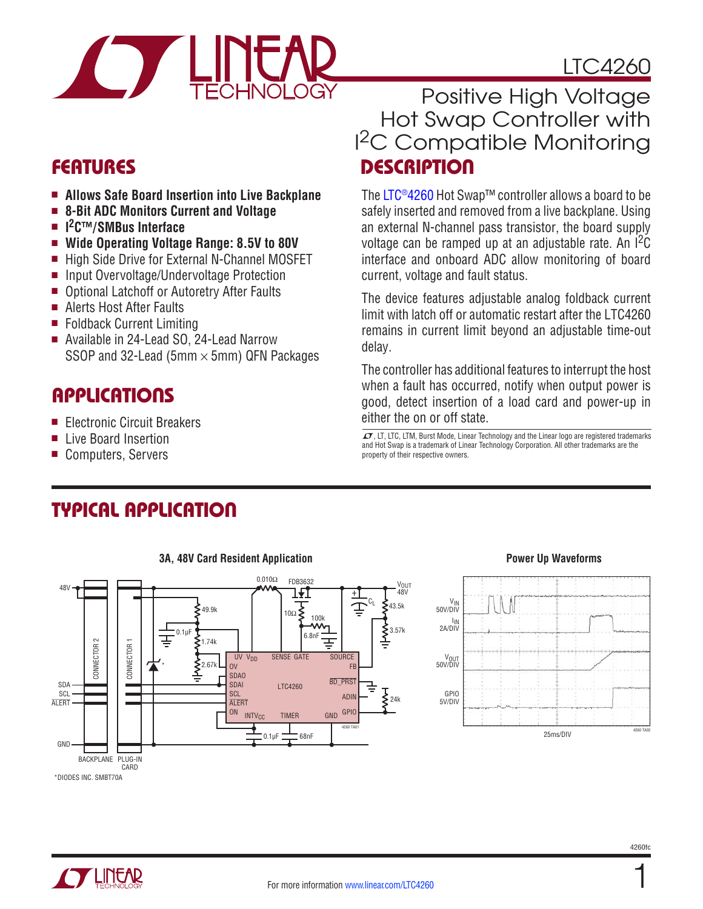# LTC4260

## Positive High Voltage Hot Swap Controller with I²C Compatible Monitoring

## FEATURES

- **Allows Safe Board Insertion into Live Backplane**
- **8-Bit ADC Monitors Current and Voltage**
- **I²C™/SMBus Interface**
- **Wide Operating Voltage Range: 8.5V to 80V**
- High Side Drive for External N-Channel MOSFET
- Input Overvoltage/Undervoltage Protection
- Optional Latchoff or Autoretry After Faults
- Alerts Host After Faults
- Foldback Current Limiting
- Available in 24-Lead SO, 24-Lead Narrow SSOP and 32-Lead (5mm × 5mm) QFN Packages

## APPLICATIONS

- Electronic Circuit Breakers
- Live Board Insertion
- Computers, Servers

## DESCRIPTION

The LTC®4260 Hot Swap™ controller allows a board to be safely inserted and removed from a live backplane. Using an external N-channel pass transistor, the board supply voltage can be ramped up at an adjustable rate. An I²C interface and onboard ADC allow monitoring of board current, voltage and fault status.

The device features adjustable analog foldback current limit with latch off or automatic restart after the LTC4260 remains in current limit beyond an adjustable time-out delay.

The controller has additional features to interrupt the host when a fault has occurred, notify when output power is good, detect insertion of a load card and power-up in either the on or off state.

LT, LTC, LTM, Burst Mode, Linear Technology and the Linear logo are registered trademarks and Hot Swap is a trademark of Linear Technology Corporation. All other trademarks are the property of their respective owners.

## TYPICAL APPLICATION

**3A, 48V Card Resident Application**

*DIODES INC. SMBT70A

**Power Up Waveforms**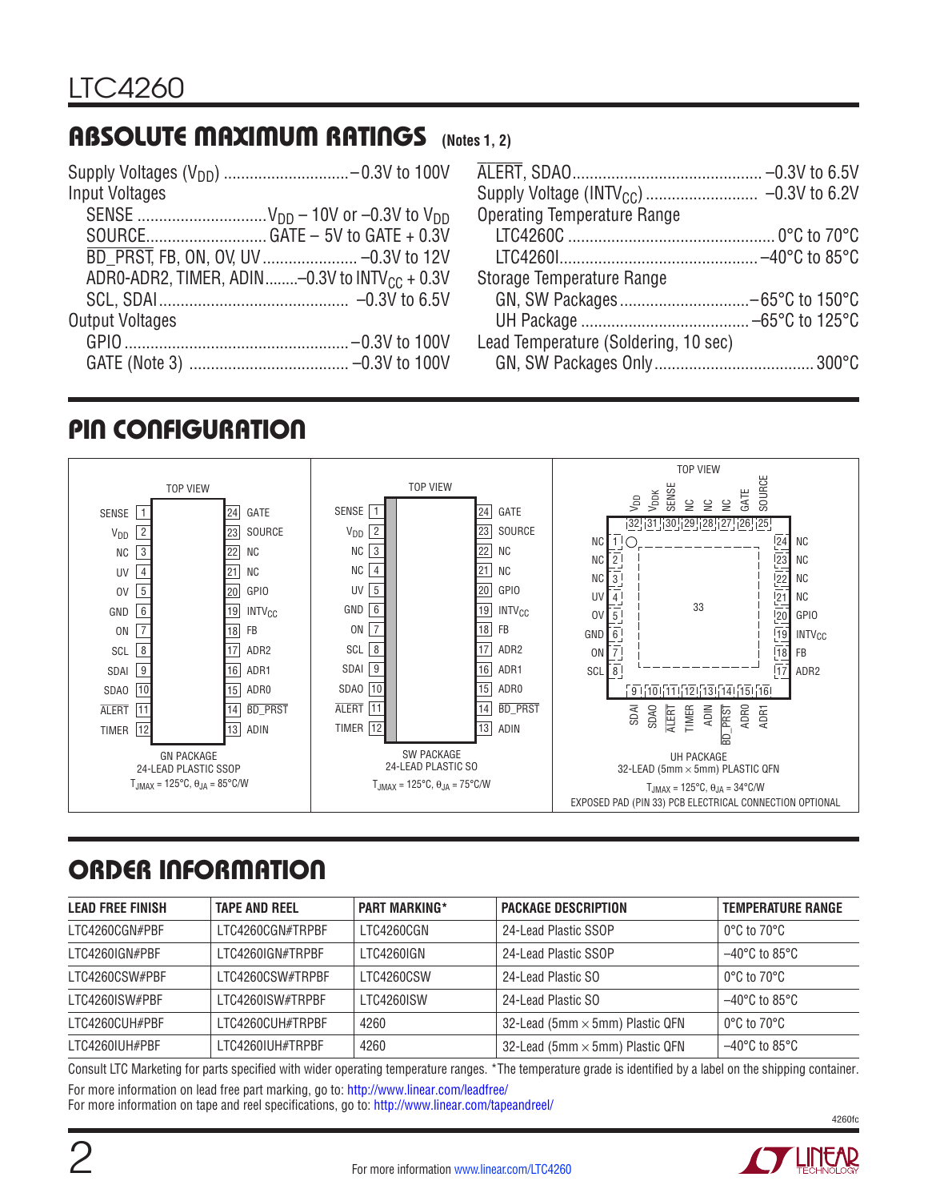## ABSOLUTE MAXIMUM RATINGS (Notes 1, 2)

Supply Voltages ($V_{DD}$) ............................ –0.3V to 100V
Input Voltages
- SENSE ............................. $V_{DD}$ – 10V or –0.3V to $V_{DD}$
- SOURCE........................... GATE – 5V to GATE + 0.3V
- $\overline{BD\_PRST}$, FB, ON, OV, UV ..................... –0.3V to 12V
- ADR0-ADR2, TIMER, ADIN........–0.3V to $INTV_{CC}$ + 0.3V
- SCL, SDAI ........................................... –0.3V to 6.5V

Output Voltages
- GPIO .................................................. –0.3V to 100V
- GATE (Note 3) ................................... –0.3V to 100V

$\overline{ALERT}$, SDAO........................................... –0.3V to 6.5V
Supply Voltage ($INTV_{CC}$) .......................... –0.3V to 6.2V
Operating Temperature Range
- LTC4260C ............................................... 0°C to 70°C
- LTC4260I............................................. –40°C to 85°C

Storage Temperature Range
- GN, SW Packages ............................. –65°C to 150°C
- UH Package ...................................... –65°C to 125°C

Lead Temperature (Soldering, 10 sec)
- GN, SW Packages Only ..................................... 300°C

## PIN CONFIGURATION

**GN PACKAGE** — 24-LEAD PLASTIC SSOP (TOP VIEW), $T_{JMAX}$ = 125°C, $\theta_{JA}$ = 85°C/W

| Pin | Name | Pin | Name |
|---|---|---|---|
| 1 | SENSE | 24 | GATE |
| 2 | $V_{DD}$ | 23 | SOURCE |
| 3 | NC | 22 | NC |
| 4 | UV | 21 | NC |
| 5 | OV | 20 | GPIO |
| 6 | GND | 19 | $INTV_{CC}$ |
| 7 | ON | 18 | FB |
| 8 | SCL | 17 | ADR2 |
| 9 | SDAI | 16 | ADR1 |
| 10 | SDAO | 15 | ADR0 |
| 11 | $\overline{ALERT}$ | 14 | $\overline{BD\_PRST}$ |
| 12 | TIMER | 13 | ADIN |

**SW PACKAGE** — 24-LEAD PLASTIC SO (TOP VIEW), $T_{JMAX}$ = 125°C, $\theta_{JA}$ = 75°C/W

| Pin | Name | Pin | Name |
|---|---|---|---|
| 1 | SENSE | 24 | GATE |
| 2 | $V_{DD}$ | 23 | SOURCE |
| 3 | NC | 22 | NC |
| 4 | NC | 21 | NC |
| 5 | UV | 20 | GPIO |
| 6 | GND | 19 | $INTV_{CC}$ |
| 7 | ON | 18 | FB |
| 8 | SCL | 17 | ADR2 |
| 9 | SDAI | 16 | ADR1 |
| 10 | SDAO | 15 | ADR0 |
| 11 | $\overline{ALERT}$ | 14 | $\overline{BD\_PRST}$ |
| 12 | TIMER | 13 | ADIN |

**UH PACKAGE** — 32-LEAD (5mm × 5mm) PLASTIC QFN (TOP VIEW), $T_{JMAX}$ = 125°C, $\theta_{JA}$ = 34°C/W
EXPOSED PAD (PIN 33) PCB ELECTRICAL CONNECTION OPTIONAL

| Pin | Name | Pin | Name |
|---|---|---|---|
| 1 | NC | 17 | ADR2 |
| 2 | NC | 18 | FB |
| 3 | NC | 19 | $INTV_{CC}$ |
| 4 | UV | 20 | GPIO |
| 5 | OV | 21 | NC |
| 6 | GND | 22 | NC |
| 7 | ON | 23 | NC |
| 8 | SCL | 24 | NC |
| 9 | SDAI | 25 | SOURCE |
| 10 | SDAO | 26 | GATE |
| 11 | $\overline{ALERT}$ | 27 | NC |
| 12 | TIMER | 28 | NC |
| 13 | ADIN | 29 | NC |
| 14 | $\overline{BD\_PRST}$ | 30 | SENSE |
| 15 | ADR0 | 31 | $V_{DDK}$ |
| 16 | ADR1 | 32 | $V_{DD}$ |
| 33 | Exposed Pad | | |

## ORDER INFORMATION

| LEAD FREE FINISH | TAPE AND REEL | PART MARKING* | PACKAGE DESCRIPTION | TEMPERATURE RANGE |
|---|---|---|---|---|
| LTC4260CGN#PBF | LTC4260CGN#TRPBF | LTC4260CGN | 24-Lead Plastic SSOP | 0°C to 70°C |
| LTC4260IGN#PBF | LTC4260IGN#TRPBF | LTC4260IGN | 24-Lead Plastic SSOP | –40°C to 85°C |
| LTC4260CSW#PBF | LTC4260CSW#TRPBF | LTC4260CSW | 24-Lead Plastic SO | 0°C to 70°C |
| LTC4260ISW#PBF | LTC4260ISW#TRPBF | LTC4260ISW | 24-Lead Plastic SO | –40°C to 85°C |
| LTC4260CUH#PBF | LTC4260CUH#TRPBF | 4260 | 32-Lead (5mm × 5mm) Plastic QFN | 0°C to 70°C |
| LTC4260IUH#PBF | LTC4260IUH#TRPBF | 4260 | 32-Lead (5mm × 5mm) Plastic QFN | –40°C to 85°C |

Consult LTC Marketing for parts specified with wider operating temperature ranges. *The temperature grade is identified by a label on the shipping container.

For more information on lead free part marking, go to: http://www.linear.com/leadfree/
For more information on tape and reel specifications, go to: http://www.linear.com/tapeandreel/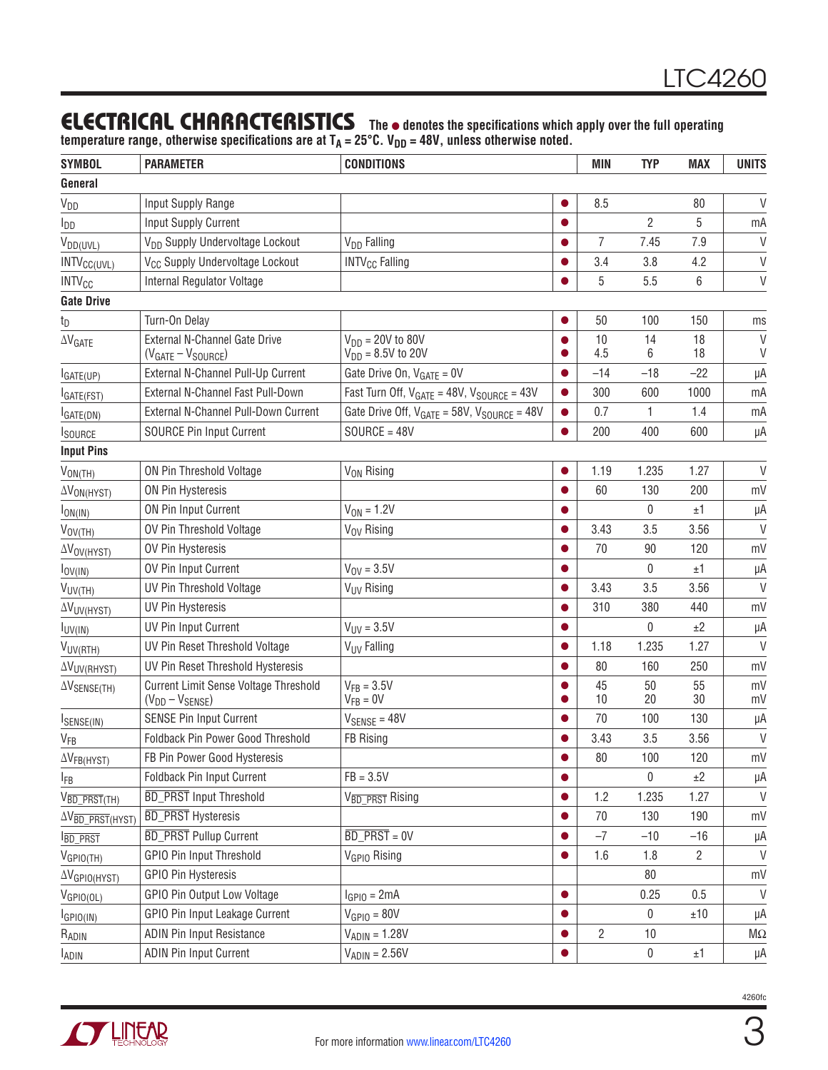## ELECTRICAL CHARACTERISTICS

**The ● denotes the specifications which apply over the full operating temperature range, otherwise specifications are at $T_A$ = 25°C. $V_{DD}$ = 48V, unless otherwise noted.**

| SYMBOL | PARAMETER | CONDITIONS | | MIN | TYP | MAX | UNITS |
|---|---|---|---|---|---|---|---|
| **General** | | | | | | | |
| $V_{DD}$ | Input Supply Range | | ● | 8.5 | | 80 | V |
| $I_{DD}$ | Input Supply Current | | ● | | 2 | 5 | mA |
| $V_{DD(UVL)}$ | $V_{DD}$ Supply Undervoltage Lockout | $V_{DD}$ Falling | ● | 7 | 7.45 | 7.9 | V |
| $INTV_{CC(UVL)}$ | $V_{CC}$ Supply Undervoltage Lockout | $INTV_{CC}$ Falling | ● | 3.4 | 3.8 | 4.2 | V |
| $INTV_{CC}$ | Internal Regulator Voltage | | ● | 5 | 5.5 | 6 | V |
| **Gate Drive** | | | | | | | |
| $t_D$ | Turn-On Delay | | ● | 50 | 100 | 150 | ms |
| $\Delta V_{GATE}$ | External N-Channel Gate Drive ($V_{GATE}$ – $V_{SOURCE}$) | $V_{DD}$ = 20V to 80V<br>$V_{DD}$ = 8.5V to 20V | ●<br>● | 10<br>4.5 | 14<br>6 | 18<br>18 | V<br>V |
| $I_{GATE(UP)}$ | External N-Channel Pull-Up Current | Gate Drive On, $V_{GATE}$ = 0V | ● | –14 | –18 | –22 | µA |
| $I_{GATE(FST)}$ | External N-Channel Fast Pull-Down | Fast Turn Off, $V_{GATE}$ = 48V, $V_{SOURCE}$ = 43V | ● | 300 | 600 | 1000 | mA |
| $I_{GATE(DN)}$ | External N-Channel Pull-Down Current | Gate Drive Off, $V_{GATE}$ = 58V, $V_{SOURCE}$ = 48V | ● | 0.7 | 1 | 1.4 | mA |
| $I_{SOURCE}$ | SOURCE Pin Input Current | SOURCE = 48V | ● | 200 | 400 | 600 | µA |
| **Input Pins** | | | | | | | |
| $V_{ON(TH)}$ | ON Pin Threshold Voltage | $V_{ON}$ Rising | ● | 1.19 | 1.235 | 1.27 | V |
| $\Delta V_{ON(HYST)}$ | ON Pin Hysteresis | | ● | 60 | 130 | 200 | mV |
| $I_{ON(IN)}$ | ON Pin Input Current | $V_{ON}$ = 1.2V | ● | | 0 | ±1 | µA |
| $V_{OV(TH)}$ | OV Pin Threshold Voltage | $V_{OV}$ Rising | ● | 3.43 | 3.5 | 3.56 | V |
| $\Delta V_{OV(HYST)}$ | OV Pin Hysteresis | | ● | 70 | 90 | 120 | mV |
| $I_{OV(IN)}$ | OV Pin Input Current | $V_{OV}$ = 3.5V | ● | | 0 | ±1 | µA |
| $V_{UV(TH)}$ | UV Pin Threshold Voltage | $V_{UV}$ Rising | ● | 3.43 | 3.5 | 3.56 | V |
| $\Delta V_{UV(HYST)}$ | UV Pin Hysteresis | | ● | 310 | 380 | 440 | mV |
| $I_{UV(IN)}$ | UV Pin Input Current | $V_{UV}$ = 3.5V | ● | | 0 | ±2 | µA |
| $V_{UV(RTH)}$ | UV Pin Reset Threshold Voltage | $V_{UV}$ Falling | ● | 1.18 | 1.235 | 1.27 | V |
| $\Delta V_{UV(RHYST)}$ | UV Pin Reset Threshold Hysteresis | | ● | 80 | 160 | 250 | mV |
| $\Delta V_{SENSE(TH)}$ | Current Limit Sense Voltage Threshold ($V_{DD}$ – $V_{SENSE}$) | $V_{FB}$ = 3.5V<br>$V_{FB}$ = 0V | ●<br>● | 45<br>10 | 50<br>20 | 55<br>30 | mV<br>mV |
| $I_{SENSE(IN)}$ | SENSE Pin Input Current | $V_{SENSE}$ = 48V | ● | 70 | 100 | 130 | µA |
| $V_{FB}$ | Foldback Pin Power Good Threshold | FB Rising | ● | 3.43 | 3.5 | 3.56 | V |
| $\Delta V_{FB(HYST)}$ | FB Pin Power Good Hysteresis | | ● | 80 | 100 | 120 | mV |
| $I_{FB}$ | Foldback Pin Input Current | FB = 3.5V | ● | | 0 | ±2 | µA |
| $V_{\overline{BD\_PRST}(TH)}$ | $\overline{BD\_PRST}$ Input Threshold | $V_{\overline{BD\_PRST}}$ Rising | ● | 1.2 | 1.235 | 1.27 | V |
| $\Delta V_{\overline{BD\_PRST}(HYST)}$ | $\overline{BD\_PRST}$ Hysteresis | | ● | 70 | 130 | 190 | mV |
| $I_{\overline{BD\_PRST}}$ | $\overline{BD\_PRST}$ Pullup Current | $\overline{BD\_PRST}$ = 0V | ● | –7 | –10 | –16 | µA |
| $V_{GPIO(TH)}$ | GPIO Pin Input Threshold | $V_{GPIO}$ Rising | ● | 1.6 | 1.8 | 2 | V |
| $\Delta V_{GPIO(HYST)}$ | GPIO Pin Hysteresis | | | | 80 | | mV |
| $V_{GPIO(OL)}$ | GPIO Pin Output Low Voltage | $I_{GPIO}$ = 2mA | ● | | 0.25 | 0.5 | V |
| $I_{GPIO(IN)}$ | GPIO Pin Input Leakage Current | $V_{GPIO}$ = 80V | ● | | 0 | ±10 | µA |
| $R_{ADIN}$ | ADIN Pin Input Resistance | $V_{ADIN}$ = 1.28V | ● | 2 | 10 | | MΩ |
| $I_{ADIN}$ | ADIN Pin Input Current | $V_{ADIN}$ = 2.56V | ● | | 0 | ±1 | µA |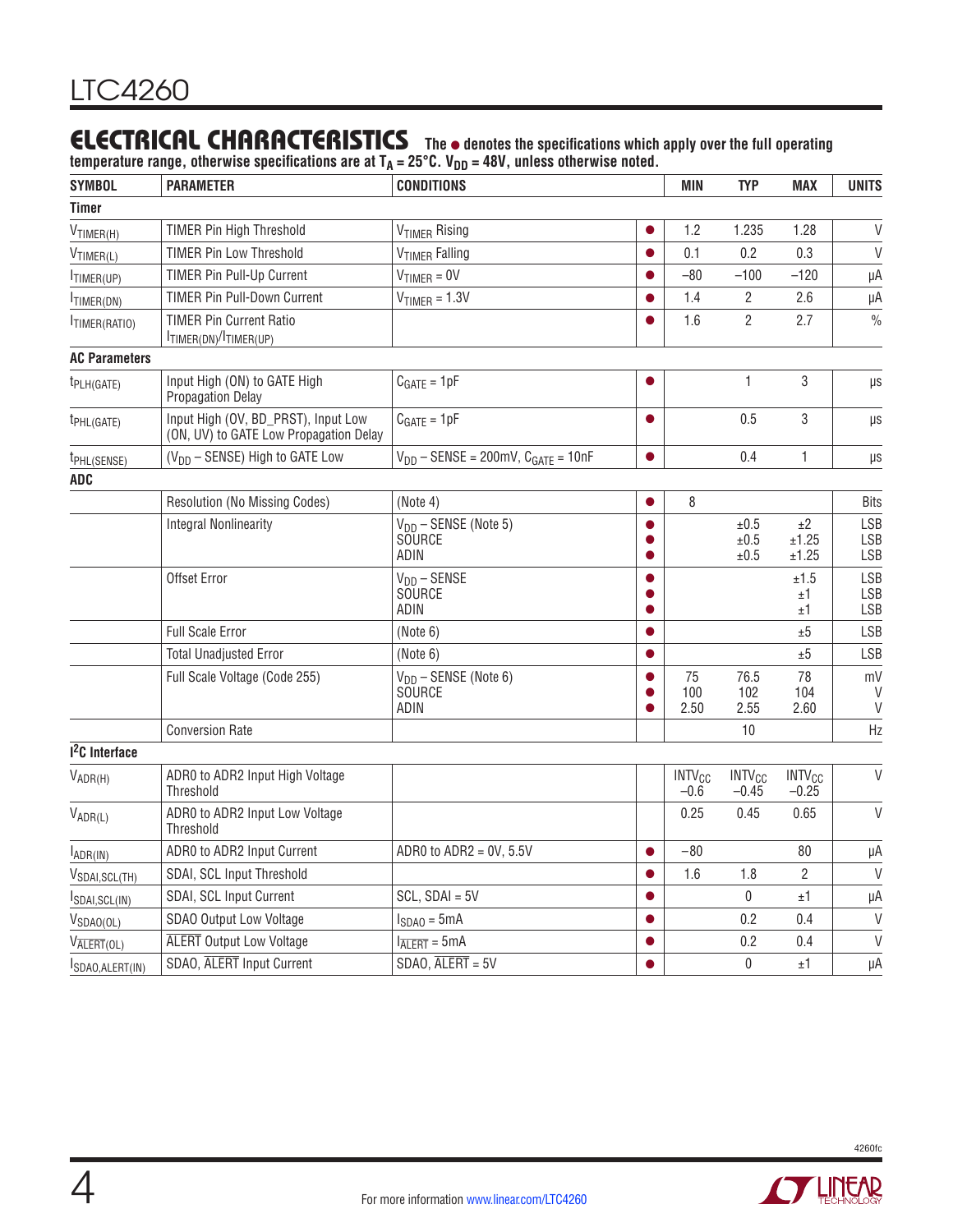## ELECTRICAL CHARACTERISTICS

**The ● denotes the specifications which apply over the full operating temperature range, otherwise specifications are at $T_A$ = 25°C. $V_{DD}$ = 48V, unless otherwise noted.**

| SYMBOL | PARAMETER | CONDITIONS | | MIN | TYP | MAX | UNITS |
|---|---|---|---|---|---|---|---|
| **Timer** | | | | | | | |
| $V_{TIMER(H)}$ | TIMER Pin High Threshold | $V_{TIMER}$ Rising | ● | 1.2 | 1.235 | 1.28 | V |
| $V_{TIMER(L)}$ | TIMER Pin Low Threshold | $V_{TIMER}$ Falling | ● | 0.1 | 0.2 | 0.3 | V |
| $I_{TIMER(UP)}$ | TIMER Pin Pull-Up Current | $V_{TIMER}$ = 0V | ● | –80 | –100 | –120 | µA |
| $I_{TIMER(DN)}$ | TIMER Pin Pull-Down Current | $V_{TIMER}$ = 1.3V | ● | 1.4 | 2 | 2.6 | µA |
| $I_{TIMER(RATIO)}$ | TIMER Pin Current Ratio $I_{TIMER(DN)}/I_{TIMER(UP)}$ | | ● | 1.6 | 2 | 2.7 | % |
| **AC Parameters** | | | | | | | |
| $t_{PLH(GATE)}$ | Input High (ON) to GATE High Propagation Delay | $C_{GATE}$ = 1pF | ● | | 1 | 3 | µs |
| $t_{PHL(GATE)}$ | Input High (OV, BD_PRST), Input Low (ON, UV) to GATE Low Propagation Delay | $C_{GATE}$ = 1pF | ● | | 0.5 | 3 | µs |
| $t_{PHL(SENSE)}$ | ($V_{DD}$ – SENSE) High to GATE Low | $V_{DD}$ – SENSE = 200mV, $C_{GATE}$ = 10nF | ● | | 0.4 | 1 | µs |
| **ADC** | | | | | | | |
| | Resolution (No Missing Codes) | (Note 4) | ● | 8 | | | Bits |
| | Integral Nonlinearity | $V_{DD}$ – SENSE (Note 5)<br>SOURCE<br>ADIN | ●<br>●<br>● | | ±0.5<br>±0.5<br>±0.5 | ±2<br>±1.25<br>±1.25 | LSB<br>LSB<br>LSB |
| | Offset Error | $V_{DD}$ – SENSE<br>SOURCE<br>ADIN | ●<br>●<br>● | | | ±1.5<br>±1<br>±1 | LSB<br>LSB<br>LSB |
| | Full Scale Error | (Note 6) | ● | | | ±5 | LSB |
| | Total Unadjusted Error | (Note 6) | ● | | | ±5 | LSB |
| | Full Scale Voltage (Code 255) | $V_{DD}$ – SENSE (Note 6)<br>SOURCE<br>ADIN | ●<br>●<br>● | 75<br>100<br>2.50 | 76.5<br>102<br>2.55 | 78<br>104<br>2.60 | mV<br>V<br>V |
| | Conversion Rate | | | | 10 | | Hz |
| **I²C Interface** | | | | | | | |
| $V_{ADR(H)}$ | ADR0 to ADR2 Input High Voltage Threshold | | | $INTV_{CC}$ –0.6 | $INTV_{CC}$ –0.45 | $INTV_{CC}$ –0.25 | V |
| $V_{ADR(L)}$ | ADR0 to ADR2 Input Low Voltage Threshold | | | 0.25 | 0.45 | 0.65 | V |
| $I_{ADR(IN)}$ | ADR0 to ADR2 Input Current | ADR0 to ADR2 = 0V, 5.5V | ● | –80 | | 80 | µA |
| $V_{SDAI,SCL(TH)}$ | SDAI, SCL Input Threshold | | ● | 1.6 | 1.8 | 2 | V |
| $I_{SDAI,SCL(IN)}$ | SDAI, SCL Input Current | SCL, SDAI = 5V | ● | | 0 | ±1 | µA |
| $V_{SDAO(OL)}$ | SDAO Output Low Voltage | $I_{SDAO}$ = 5mA | ● | | 0.2 | 0.4 | V |
| $V_{\overline{ALERT}(OL)}$ | $\overline{ALERT}$ Output Low Voltage | $I_{\overline{ALERT}}$ = 5mA | ● | | 0.2 | 0.4 | V |
| $I_{SDAO,ALERT(IN)}$ | SDAO, $\overline{ALERT}$ Input Current | SDAO, $\overline{ALERT}$ = 5V | ● | | 0 | ±1 | µA |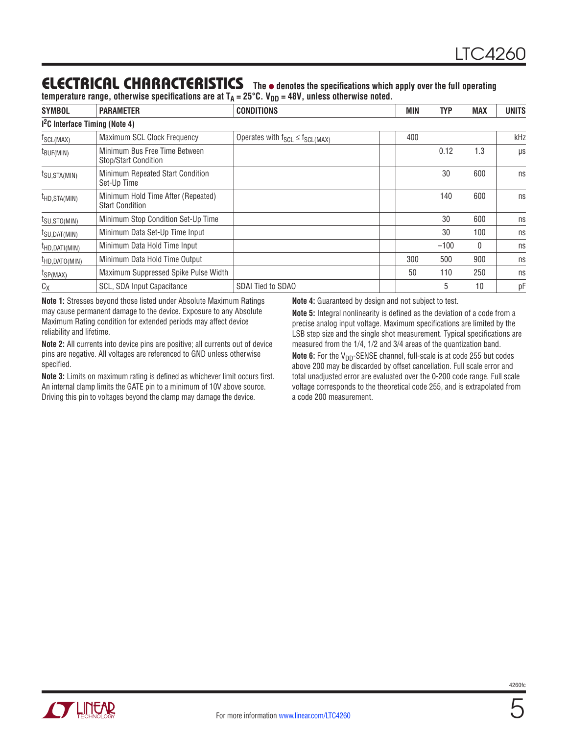## ELECTRICAL CHARACTERISTICS

**The ● denotes the specifications which apply over the full operating temperature range, otherwise specifications are at $T_A$ = 25°C. $V_{DD}$ = 48V, unless otherwise noted.**

| SYMBOL | PARAMETER | CONDITIONS | | MIN | TYP | MAX | UNITS |
|---|---|---|---|---|---|---|---|
| **$I^2C$ Interface Timing (Note 4)** | | | | | | | |
| $f_{SCL(MAX)}$ | Maximum SCL Clock Frequency | Operates with $f_{SCL} \leq f_{SCL(MAX)}$ | | 400 | | | kHz |
| $t_{BUF(MIN)}$ | Minimum Bus Free Time Between Stop/Start Condition | | | | 0.12 | 1.3 | µs |
| $t_{SU,STA(MIN)}$ | Minimum Repeated Start Condition Set-Up Time | | | | 30 | 600 | ns |
| $t_{HD,STA(MIN)}$ | Minimum Hold Time After (Repeated) Start Condition | | | | 140 | 600 | ns |
| $t_{SU,STO(MIN)}$ | Minimum Stop Condition Set-Up Time | | | | 30 | 600 | ns |
| $t_{SU,DAT(MIN)}$ | Minimum Data Set-Up Time Input | | | | 30 | 100 | ns |
| $t_{HD,DATI(MIN)}$ | Minimum Data Hold Time Input | | | | –100 | 0 | ns |
| $t_{HD,DATO(MIN)}$ | Minimum Data Hold Time Output | | | 300 | 500 | 900 | ns |
| $t_{SP(MAX)}$ | Maximum Suppressed Spike Pulse Width | | | 50 | 110 | 250 | ns |
| $C_X$ | SCL, SDA Input Capacitance | SDAI Tied to SDAO | | | 5 | 10 | pF |

**Note 1:** Stresses beyond those listed under Absolute Maximum Ratings may cause permanent damage to the device. Exposure to any Absolute Maximum Rating condition for extended periods may affect device reliability and lifetime.

**Note 2:** All currents into device pins are positive; all currents out of device pins are negative. All voltages are referenced to GND unless otherwise specified.

**Note 3:** Limits on maximum rating is defined as whichever limit occurs first. An internal clamp limits the GATE pin to a minimum of 10V above source. Driving this pin to voltages beyond the clamp may damage the device.

**Note 4:** Guaranteed by design and not subject to test.

**Note 5:** Integral nonlinearity is defined as the deviation of a code from a precise analog input voltage. Maximum specifications are limited by the LSB step size and the single shot measurement. Typical specifications are measured from the 1/4, 1/2 and 3/4 areas of the quantization band.

**Note 6:** For the $V_{DD}$-SENSE channel, full-scale is at code 255 but codes above 200 may be discarded by offset cancellation. Full scale error and total unadjusted error are evaluated over the 0-200 code range. Full scale voltage corresponds to the theoretical code 255, and is extrapolated from a code 200 measurement.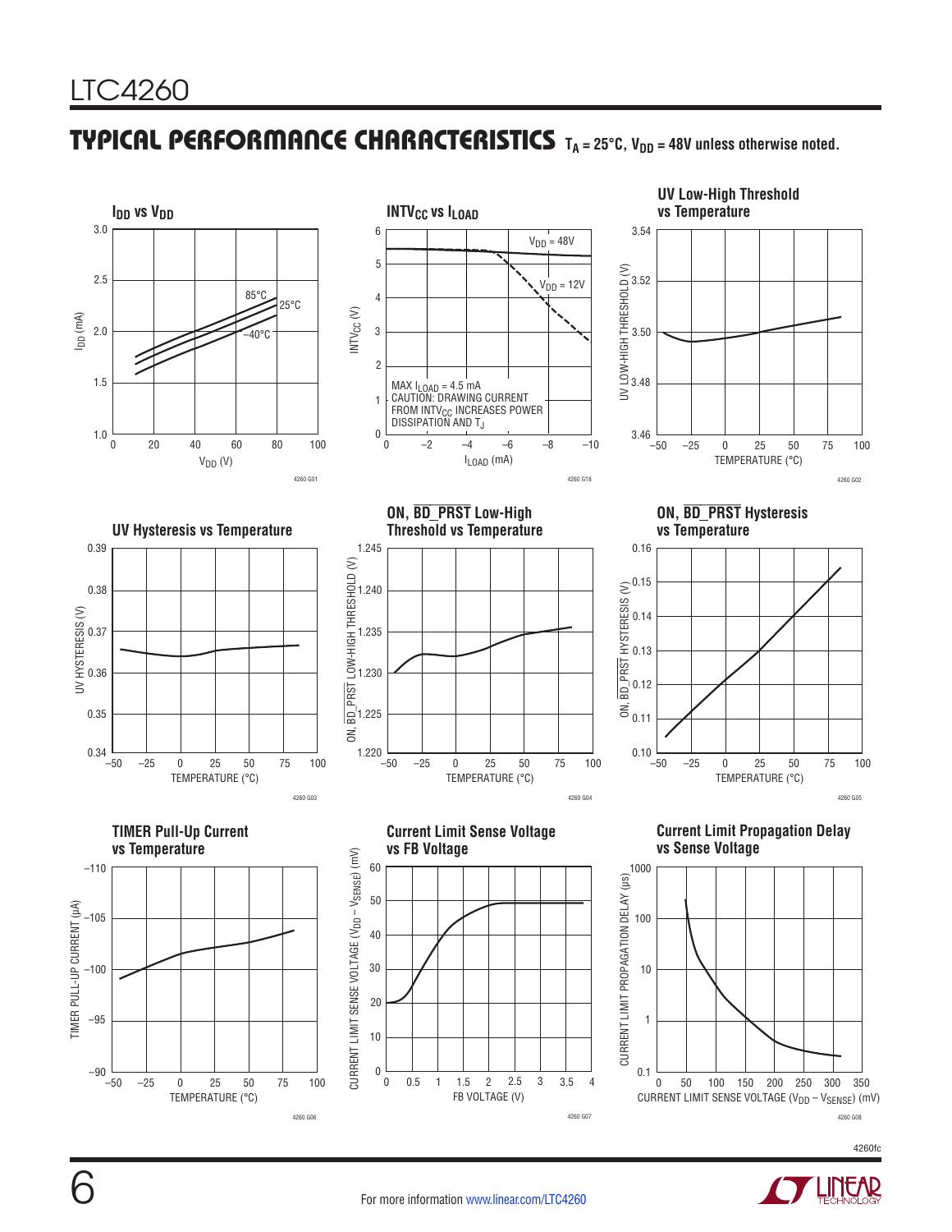## TYPICAL PERFORMANCE CHARACTERISTICS $T_A = 25°C$, $V_{DD} = 48V$ unless otherwise noted.

**$I_{DD}$ vs $V_{DD}$**

4260 G01

**$INTV_{CC}$ vs $I_{LOAD}$**

MAX $I_{LOAD}$ = 4.5 mA
CAUTION: DRAWING CURRENT FROM $INTV_{CC}$ INCREASES POWER DISSIPATION AND $T_J$

4260 G18

**UV Low-High Threshold vs Temperature**

4260 G02

**UV Hysteresis vs Temperature**

4260 G03

**ON, $\overline{BD\_PRST}$ Low-High Threshold vs Temperature**

4260 G04

**ON, $\overline{BD\_PRST}$ Hysteresis vs Temperature**

4260 G05

**TIMER Pull-Up Current vs Temperature**

4260 G06

**Current Limit Sense Voltage vs FB Voltage**

4260 G07

**Current Limit Propagation Delay vs Sense Voltage**

4260 G08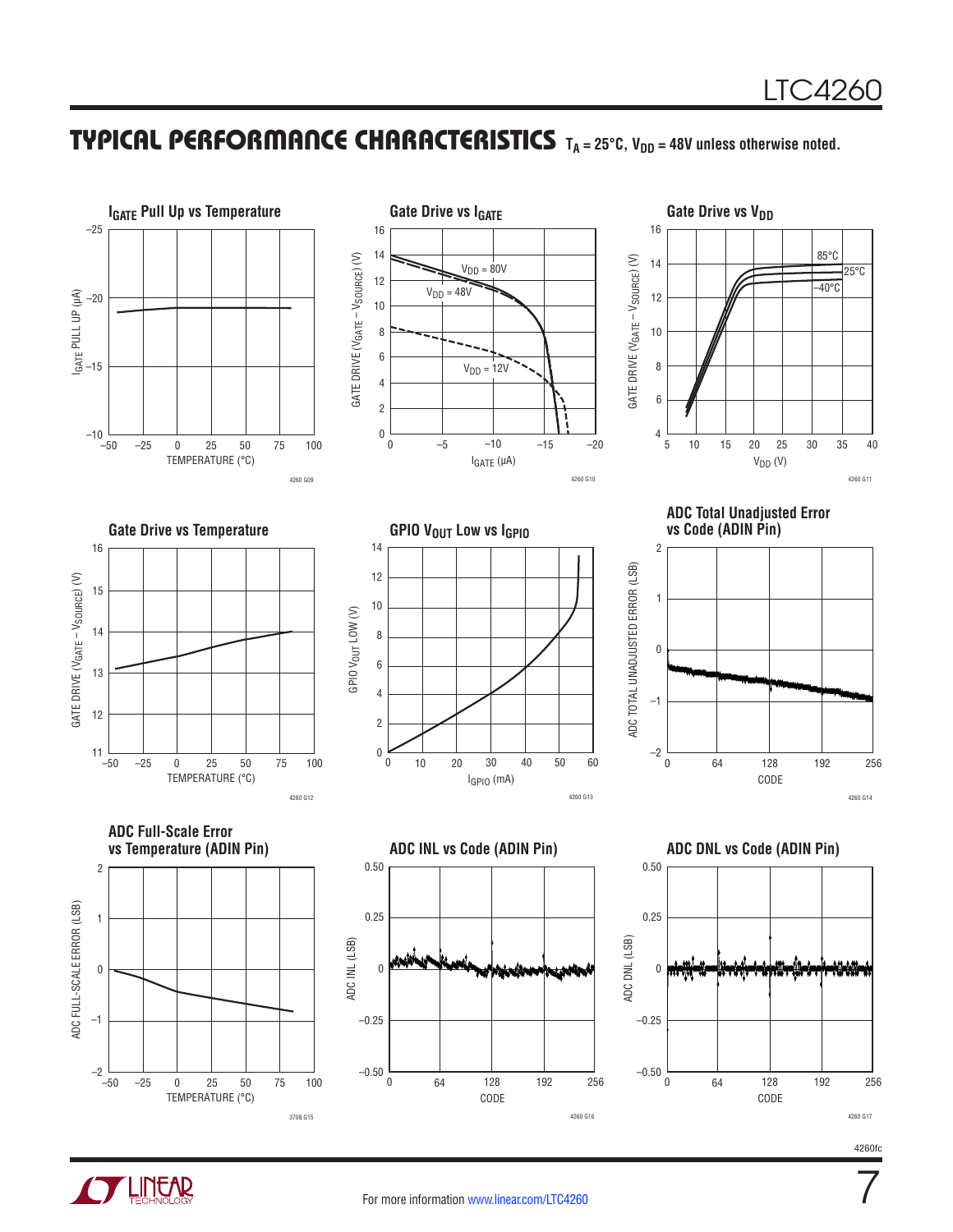## TYPICAL PERFORMANCE CHARACTERISTICS $T_A = 25°C$, $V_{DD} = 48V$ unless otherwise noted.

**$I_{GATE}$ Pull Up vs Temperature**

**Gate Drive vs $I_{GATE}$**

**Gate Drive vs $V_{DD}$**

**Gate Drive vs Temperature**

**GPIO $V_{OUT}$ Low vs $I_{GPIO}$**

**ADC Total Unadjusted Error vs Code (ADIN Pin)**

**ADC Full-Scale Error vs Temperature (ADIN Pin)**

**ADC INL vs Code (ADIN Pin)**

**ADC DNL vs Code (ADIN Pin)**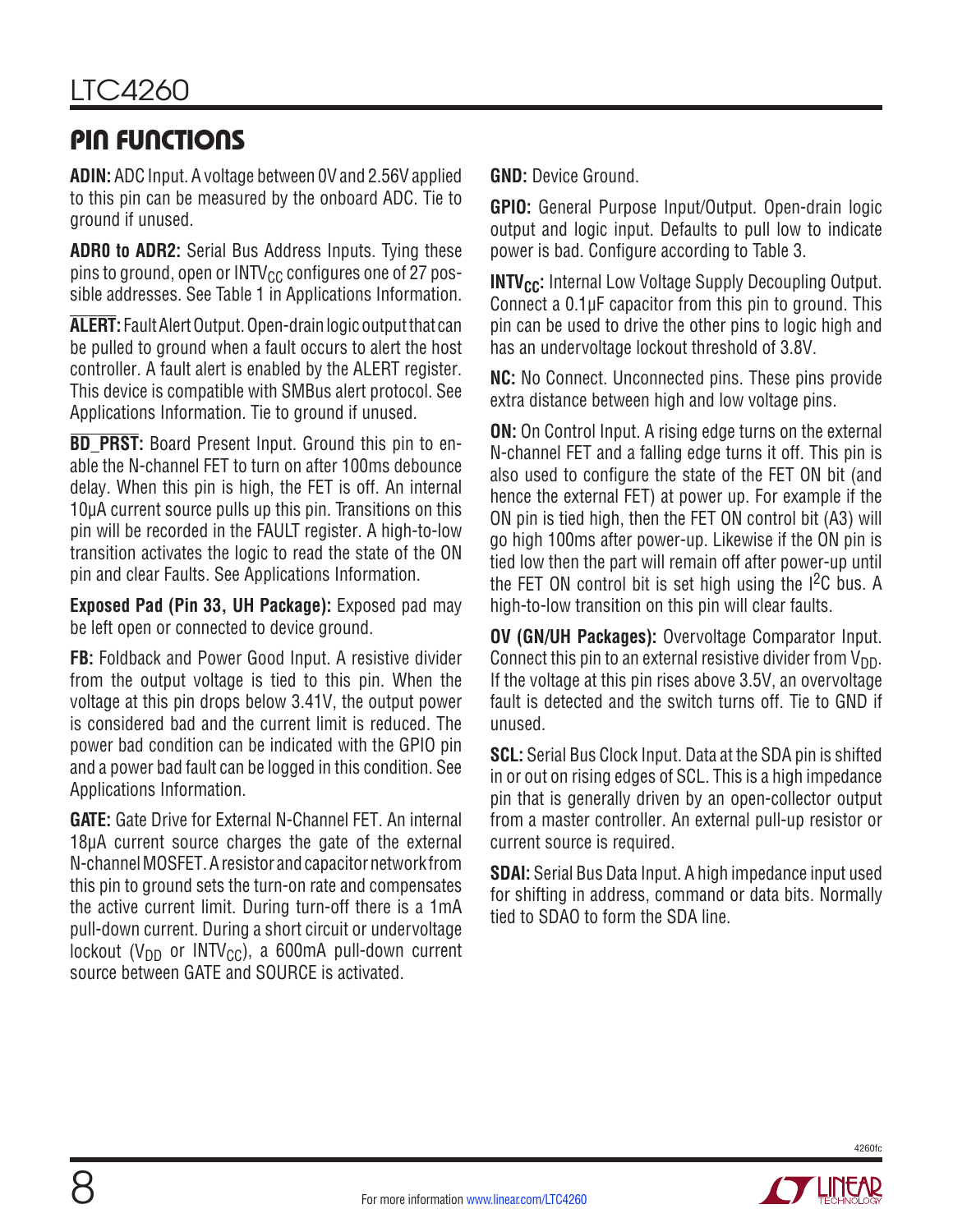## Pin Functions

**ADIN:** ADC Input. A voltage between 0V and 2.56V applied to this pin can be measured by the onboard ADC. Tie to ground if unused.

**ADR0 to ADR2:** Serial Bus Address Inputs. Tying these pins to ground, open or $INTV_{CC}$ configures one of 27 possible addresses. See Table 1 in Applications Information.

**$\overline{\text{ALERT}}$:** Fault Alert Output. Open-drain logic output that can be pulled to ground when a fault occurs to alert the host controller. A fault alert is enabled by the ALERT register. This device is compatible with SMBus alert protocol. See Applications Information. Tie to ground if unused.

**$\overline{\text{BD\_PRST}}$:** Board Present Input. Ground this pin to enable the N-channel FET to turn on after 100ms debounce delay. When this pin is high, the FET is off. An internal 10µA current source pulls up this pin. Transitions on this pin will be recorded in the FAULT register. A high-to-low transition activates the logic to read the state of the ON pin and clear Faults. See Applications Information.

**Exposed Pad (Pin 33, UH Package):** Exposed pad may be left open or connected to device ground.

**FB:** Foldback and Power Good Input. A resistive divider from the output voltage is tied to this pin. When the voltage at this pin drops below 3.41V, the output power is considered bad and the current limit is reduced. The power bad condition can be indicated with the GPIO pin and a power bad fault can be logged in this condition. See Applications Information.

**GATE:** Gate Drive for External N-Channel FET. An internal 18µA current source charges the gate of the external N-channel MOSFET. A resistor and capacitor network from this pin to ground sets the turn-on rate and compensates the active current limit. During turn-off there is a 1mA pull-down current. During a short circuit or undervoltage lockout ($V_{DD}$ or $INTV_{CC}$), a 600mA pull-down current source between GATE and SOURCE is activated.

**GND:** Device Ground.

**GPIO:** General Purpose Input/Output. Open-drain logic output and logic input. Defaults to pull low to indicate power is bad. Configure according to Table 3.

**$INTV_{CC}$:** Internal Low Voltage Supply Decoupling Output. Connect a 0.1µF capacitor from this pin to ground. This pin can be used to drive the other pins to logic high and has an undervoltage lockout threshold of 3.8V.

**NC:** No Connect. Unconnected pins. These pins provide extra distance between high and low voltage pins.

**ON:** On Control Input. A rising edge turns on the external N-channel FET and a falling edge turns it off. This pin is also used to configure the state of the FET ON bit (and hence the external FET) at power up. For example if the ON pin is tied high, then the FET ON control bit (A3) will go high 100ms after power-up. Likewise if the ON pin is tied low then the part will remain off after power-up until the FET ON control bit is set high using the $I^2C$ bus. A high-to-low transition on this pin will clear faults.

**OV (GN/UH Packages):** Overvoltage Comparator Input. Connect this pin to an external resistive divider from $V_{DD}$. If the voltage at this pin rises above 3.5V, an overvoltage fault is detected and the switch turns off. Tie to GND if unused.

**SCL:** Serial Bus Clock Input. Data at the SDA pin is shifted in or out on rising edges of SCL. This is a high impedance pin that is generally driven by an open-collector output from a master controller. An external pull-up resistor or current source is required.

**SDAI:** Serial Bus Data Input. A high impedance input used for shifting in address, command or data bits. Normally tied to SDAO to form the SDA line.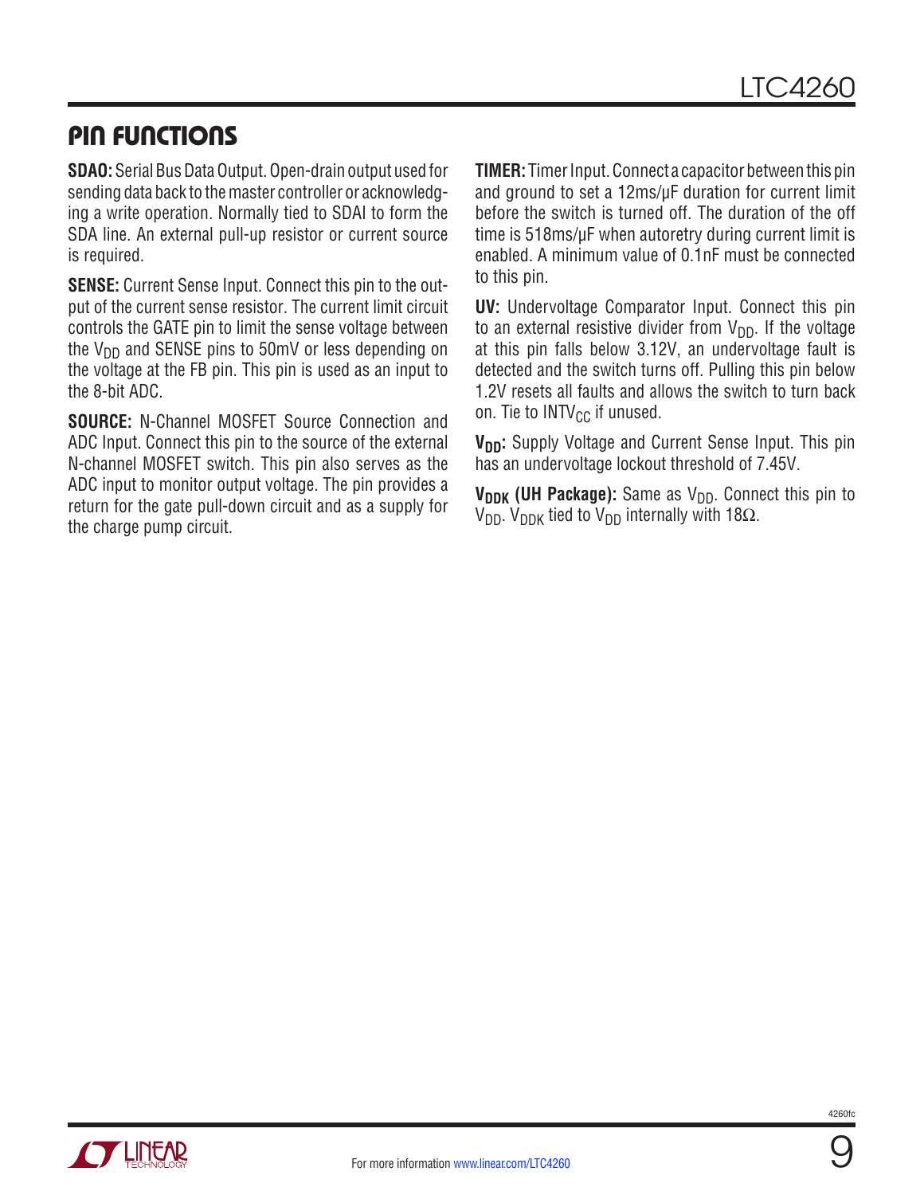## PIN FUNCTIONS

**SDAO:** Serial Bus Data Output. Open-drain output used for sending data back to the master controller or acknowledging a write operation. Normally tied to SDAI to form the SDA line. An external pull-up resistor or current source is required.

**SENSE:** Current Sense Input. Connect this pin to the output of the current sense resistor. The current limit circuit controls the GATE pin to limit the sense voltage between the $V_{DD}$ and SENSE pins to 50mV or less depending on the voltage at the FB pin. This pin is used as an input to the 8-bit ADC.

**SOURCE:** N-Channel MOSFET Source Connection and ADC Input. Connect this pin to the source of the external N-channel MOSFET switch. This pin also serves as the ADC input to monitor output voltage. The pin provides a return for the gate pull-down circuit and as a supply for the charge pump circuit.

**TIMER:** Timer Input. Connect a capacitor between this pin and ground to set a 12ms/µF duration for current limit before the switch is turned off. The duration of the off time is 518ms/µF when autoretry during current limit is enabled. A minimum value of 0.1nF must be connected to this pin.

**UV:** Undervoltage Comparator Input. Connect this pin to an external resistive divider from $V_{DD}$. If the voltage at this pin falls below 3.12V, an undervoltage fault is detected and the switch turns off. Pulling this pin below 1.2V resets all faults and allows the switch to turn back on. Tie to $INTV_{CC}$ if unused.

**$V_{DD}$:** Supply Voltage and Current Sense Input. This pin has an undervoltage lockout threshold of 7.45V.

**$V_{DDK}$ (UH Package):** Same as $V_{DD}$. Connect this pin to $V_{DD}$. $V_{DDK}$ tied to $V_{DD}$ internally with 18Ω.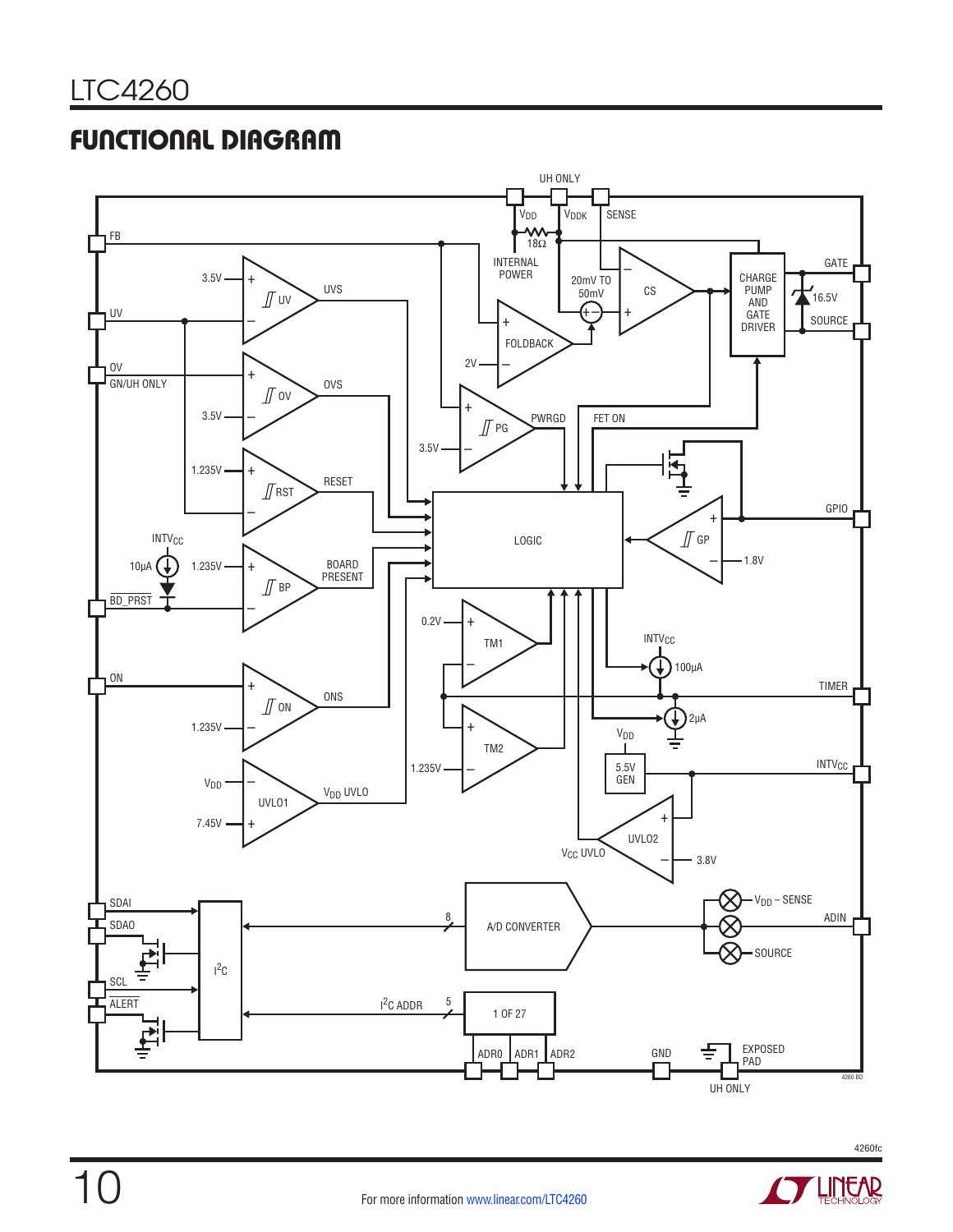## FUNCTIONAL DIAGRAM

UH ONLY

$V_{DD}$ $V_{DDK}$ SENSE

FB

18Ω

INTERNAL POWER

3.5V UV UVS

20mV TO 50mV CS CHARGE PUMP AND GATE DRIVER GATE

UV

16.5V

FOLDBACK SOURCE

OV

GN/UH ONLY OV OVS 2V

3.5V PG PWRGD FET ON

3.5V

1.235V RST RESET

LOGIC GP GPIO

$INTV_{CC}$ 1.8V

10µA 1.235V BP BOARD PRESENT

BD_PRST

0.2V TM1

$INTV_{CC}$

100µA

ON

TIMER

ON ONS

2µA

1.235V

TM2

$V_{DD}$

$V_{DD}$ 1.235V 5.5V GEN $INTV_{CC}$

UVLO1 $V_{DD}$ UVLO

7.45V UVLO2

$V_{CC}$ UVLO 3.8V

SDAI $V_{DD}$ – SENSE

SDAO 8 A/D CONVERTER ADIN

$I^2C$

SOURCE

SCL

ALERT

$I^2C$ ADDR 5 1 OF 27

ADR0 ADR1 ADR2 GND EXPOSED PAD

UH ONLY

4260 BD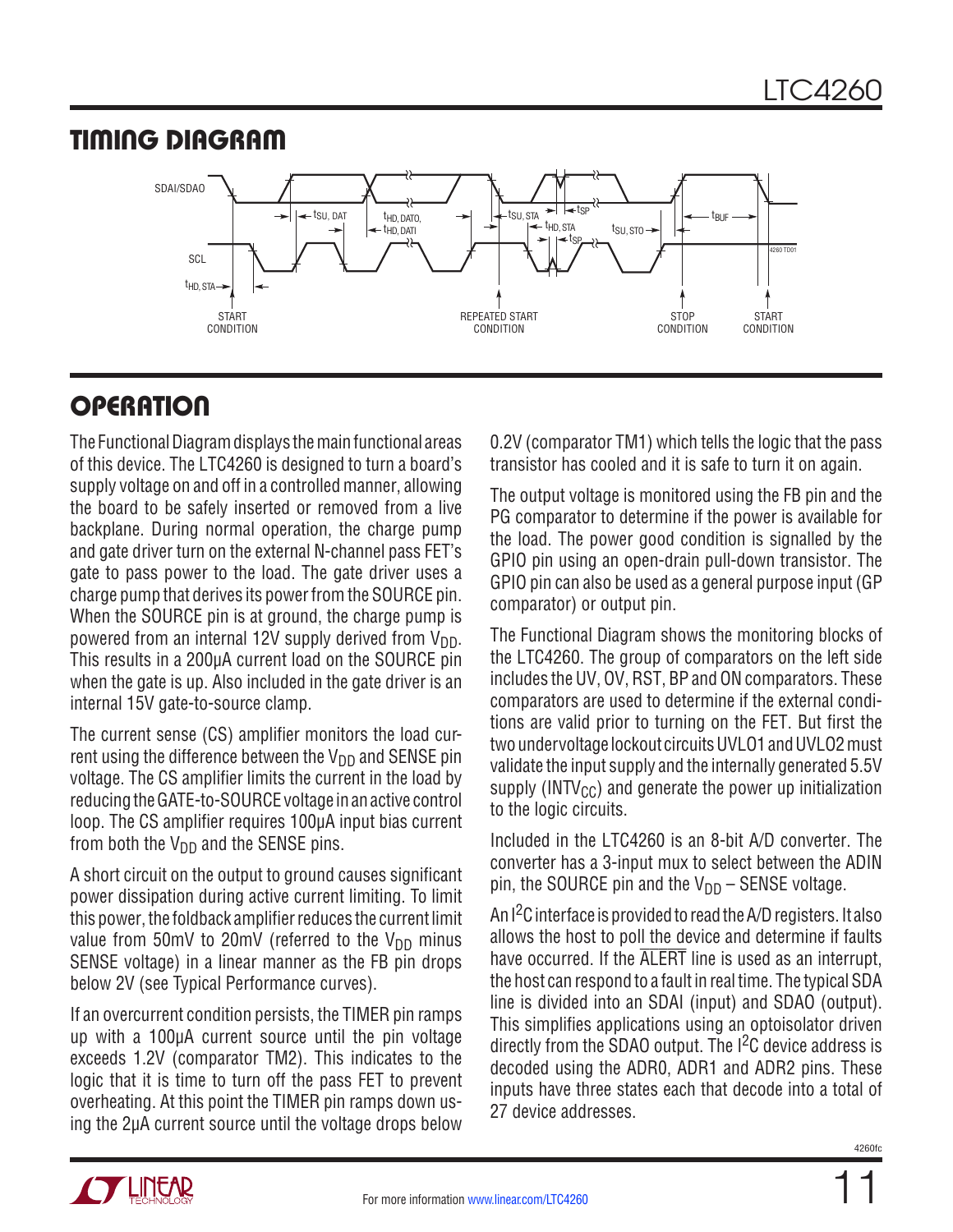## TIMING DIAGRAM

SDAI/SDAO

SCL

$t_{SU, DAT}$ $t_{HD, DATO}$, $t_{HD, DATI}$ $t_{SU, STA}$ $t_{HD, STA}$ $t_{SP}$ $t_{SU, STO}$ $t_{BUF}$ $t_{HD, STA}$

START CONDITION REPEATED START CONDITION STOP CONDITION START CONDITION

4260 TD01

## OPERATION

The Functional Diagram displays the main functional areas of this device. The LTC4260 is designed to turn a board's supply voltage on and off in a controlled manner, allowing the board to be safely inserted or removed from a live backplane. During normal operation, the charge pump and gate driver turn on the external N-channel pass FET's gate to pass power to the load. The gate driver uses a charge pump that derives its power from the SOURCE pin. When the SOURCE pin is at ground, the charge pump is powered from an internal 12V supply derived from $V_{DD}$. This results in a 200µA current load on the SOURCE pin when the gate is up. Also included in the gate driver is an internal 15V gate-to-source clamp.

The current sense (CS) amplifier monitors the load current using the difference between the $V_{DD}$ and SENSE pin voltage. The CS amplifier limits the current in the load by reducing the GATE-to-SOURCE voltage in an active control loop. The CS amplifier requires 100µA input bias current from both the $V_{DD}$ and the SENSE pins.

A short circuit on the output to ground causes significant power dissipation during active current limiting. To limit this power, the foldback amplifier reduces the current limit value from 50mV to 20mV (referred to the $V_{DD}$ minus SENSE voltage) in a linear manner as the FB pin drops below 2V (see Typical Performance curves).

If an overcurrent condition persists, the TIMER pin ramps up with a 100µA current source until the pin voltage exceeds 1.2V (comparator TM2). This indicates to the logic that it is time to turn off the pass FET to prevent overheating. At this point the TIMER pin ramps down using the 2µA current source until the voltage drops below 0.2V (comparator TM1) which tells the logic that the pass transistor has cooled and it is safe to turn it on again.

The output voltage is monitored using the FB pin and the PG comparator to determine if the power is available for the load. The power good condition is signalled by the GPIO pin using an open-drain pull-down transistor. The GPIO pin can also be used as a general purpose input (GP comparator) or output pin.

The Functional Diagram shows the monitoring blocks of the LTC4260. The group of comparators on the left side includes the UV, OV, RST, BP and ON comparators. These comparators are used to determine if the external conditions are valid prior to turning on the FET. But first the two undervoltage lockout circuits UVLO1 and UVLO2 must validate the input supply and the internally generated 5.5V supply ($INTV_{CC}$) and generate the power up initialization to the logic circuits.

Included in the LTC4260 is an 8-bit A/D converter. The converter has a 3-input mux to select between the ADIN pin, the SOURCE pin and the $V_{DD}$ – SENSE voltage.

An $I^2C$ interface is provided to read the A/D registers. It also allows the host to poll the device and determine if faults have occurred. If the $\overline{ALERT}$ line is used as an interrupt, the host can respond to a fault in real time. The typical SDA line is divided into an SDAI (input) and SDAO (output). This simplifies applications using an optoisolator driven directly from the SDAO output. The $I^2C$ device address is decoded using the ADR0, ADR1 and ADR2 pins. These inputs have three states each that decode into a total of 27 device addresses.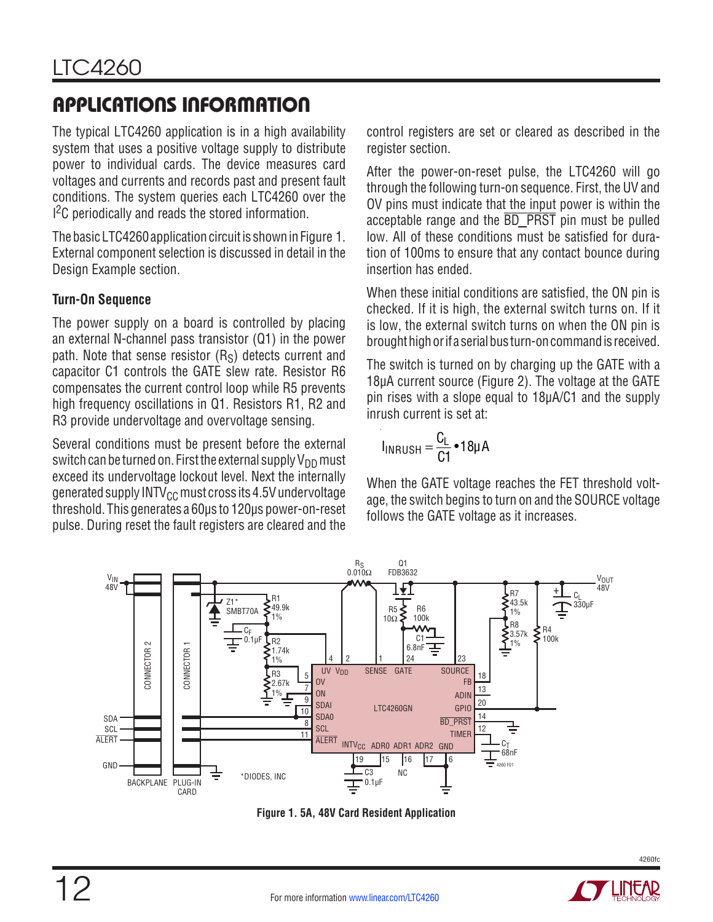## APPLICATIONS INFORMATION

The typical LTC4260 application is in a high availability system that uses a positive voltage supply to distribute power to individual cards. The device measures card voltages and currents and records past and present fault conditions. The system queries each LTC4260 over the I²C periodically and reads the stored information.

The basic LTC4260 application circuit is shown in Figure 1. External component selection is discussed in detail in the Design Example section.

### Turn-On Sequence

The power supply on a board is controlled by placing an external N-channel pass transistor (Q1) in the power path. Note that sense resistor ($R_S$) detects current and capacitor C1 controls the GATE slew rate. Resistor R6 compensates the current control loop while R5 prevents high frequency oscillations in Q1. Resistors R1, R2 and R3 provide undervoltage and overvoltage sensing.

Several conditions must be present before the external switch can be turned on. First the external supply $V_{DD}$ must exceed its undervoltage lockout level. Next the internally generated supply $INTV_{CC}$ must cross its 4.5V undervoltage threshold. This generates a 60µs to 120µs power-on-reset pulse. During reset the fault registers are cleared and the control registers are set or cleared as described in the register section.

After the power-on-reset pulse, the LTC4260 will go through the following turn-on sequence. First, the UV and OV pins must indicate that the input power is within the acceptable range and the $\overline{BD\_PRST}$ pin must be pulled low. All of these conditions must be satisfied for duration of 100ms to ensure that any contact bounce during insertion has ended.

When these initial conditions are satisfied, the ON pin is checked. If it is high, the external switch turns on. If it is low, the external switch turns on when the ON pin is brought high or if a serial bus turn-on command is received.

The switch is turned on by charging up the GATE with a 18µA current source (Figure 2). The voltage at the GATE pin rises with a slope equal to 18µA/C1 and the supply inrush current is set at:

$$I_{INRUSH} = \frac{C_L}{C1} \bullet 18\mu A$$

When the GATE voltage reaches the FET threshold voltage, the switch begins to turn on and the SOURCE voltage follows the GATE voltage as it increases.

Figure 1. 5A, 48V Card Resident Application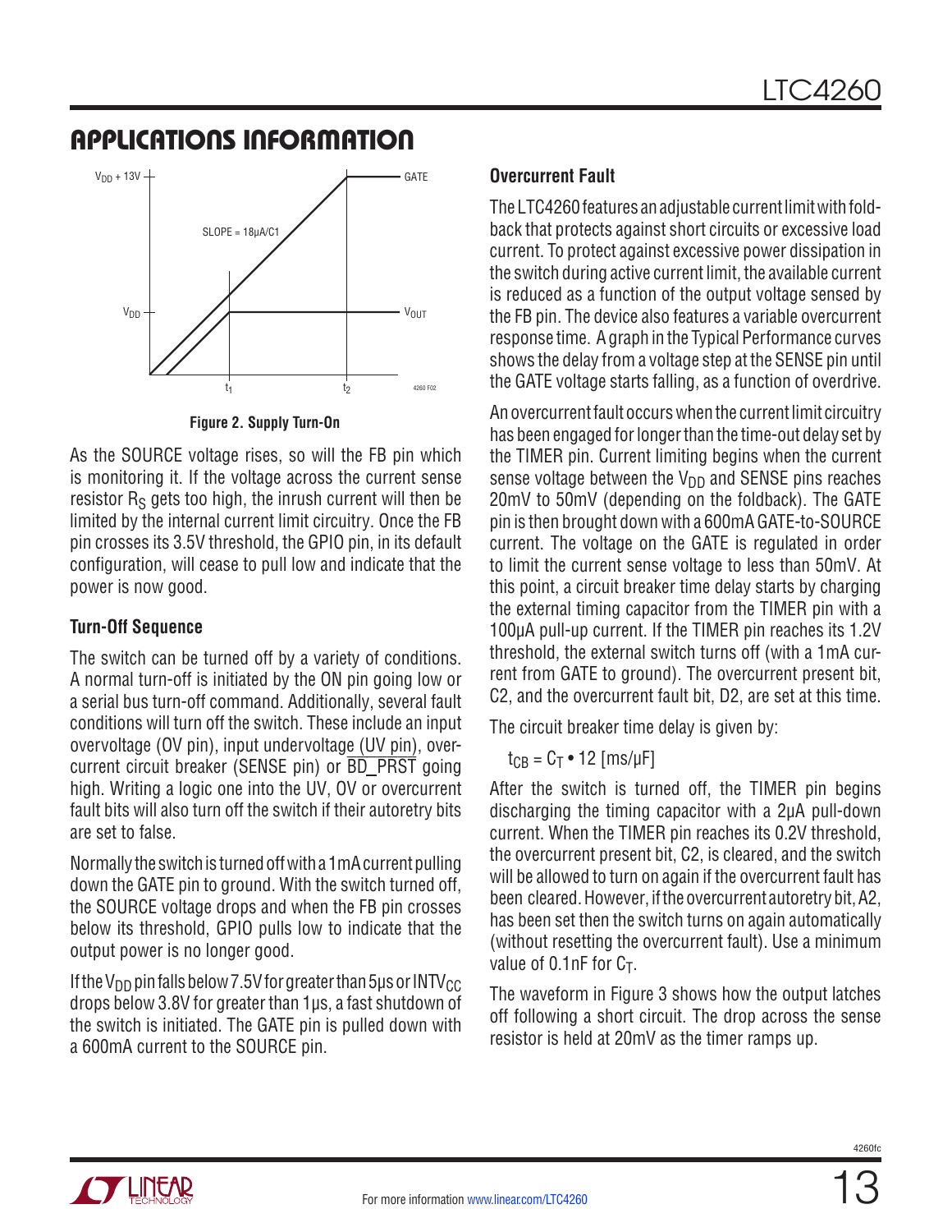## APPLICATIONS INFORMATION

Figure 2. Supply Turn-On

As the SOURCE voltage rises, so will the FB pin which is monitoring it. If the voltage across the current sense resistor $R_S$ gets too high, the inrush current will then be limited by the internal current limit circuitry. Once the FB pin crosses its 3.5V threshold, the GPIO pin, in its default configuration, will cease to pull low and indicate that the power is now good.

### Turn-Off Sequence

The switch can be turned off by a variety of conditions. A normal turn-off is initiated by the ON pin going low or a serial bus turn-off command. Additionally, several fault conditions will turn off the switch. These include an input overvoltage (OV pin), input undervoltage (UV pin), overcurrent circuit breaker (SENSE pin) or $\overline{\text{BD\_PRST}}$ going high. Writing a logic one into the UV, OV or overcurrent fault bits will also turn off the switch if their autoretry bits are set to false.

Normally the switch is turned off with a 1mA current pulling down the GATE pin to ground. With the switch turned off, the SOURCE voltage drops and when the FB pin crosses below its threshold, GPIO pulls low to indicate that the output power is no longer good.

If the $V_{DD}$ pin falls below 7.5V for greater than 5µs or $INTV_{CC}$ drops below 3.8V for greater than 1µs, a fast shutdown of the switch is initiated. The GATE pin is pulled down with a 600mA current to the SOURCE pin.

### Overcurrent Fault

The LTC4260 features an adjustable current limit with foldback that protects against short circuits or excessive load current. To protect against excessive power dissipation in the switch during active current limit, the available current is reduced as a function of the output voltage sensed by the FB pin. The device also features a variable overcurrent response time. A graph in the Typical Performance curves shows the delay from a voltage step at the SENSE pin until the GATE voltage starts falling, as a function of overdrive.

An overcurrent fault occurs when the current limit circuitry has been engaged for longer than the time-out delay set by the TIMER pin. Current limiting begins when the current sense voltage between the $V_{DD}$ and SENSE pins reaches 20mV to 50mV (depending on the foldback). The GATE pin is then brought down with a 600mA GATE-to-SOURCE current. The voltage on the GATE is regulated in order to limit the current sense voltage to less than 50mV. At this point, a circuit breaker time delay starts by charging the external timing capacitor from the TIMER pin with a 100µA pull-up current. If the TIMER pin reaches its 1.2V threshold, the external switch turns off (with a 1mA current from GATE to ground). The overcurrent present bit, C2, and the overcurrent fault bit, D2, are set at this time.

The circuit breaker time delay is given by:

$$t_{CB} = C_T \cdot 12 \text{ [ms/µF]}$$

After the switch is turned off, the TIMER pin begins discharging the timing capacitor with a 2µA pull-down current. When the TIMER pin reaches its 0.2V threshold, the overcurrent present bit, C2, is cleared, and the switch will be allowed to turn on again if the overcurrent fault has been cleared. However, if the overcurrent autoretry bit, A2, has been set then the switch turns on again automatically (without resetting the overcurrent fault). Use a minimum value of 0.1nF for $C_T$.

The waveform in Figure 3 shows how the output latches off following a short circuit. The drop across the sense resistor is held at 20mV as the timer ramps up.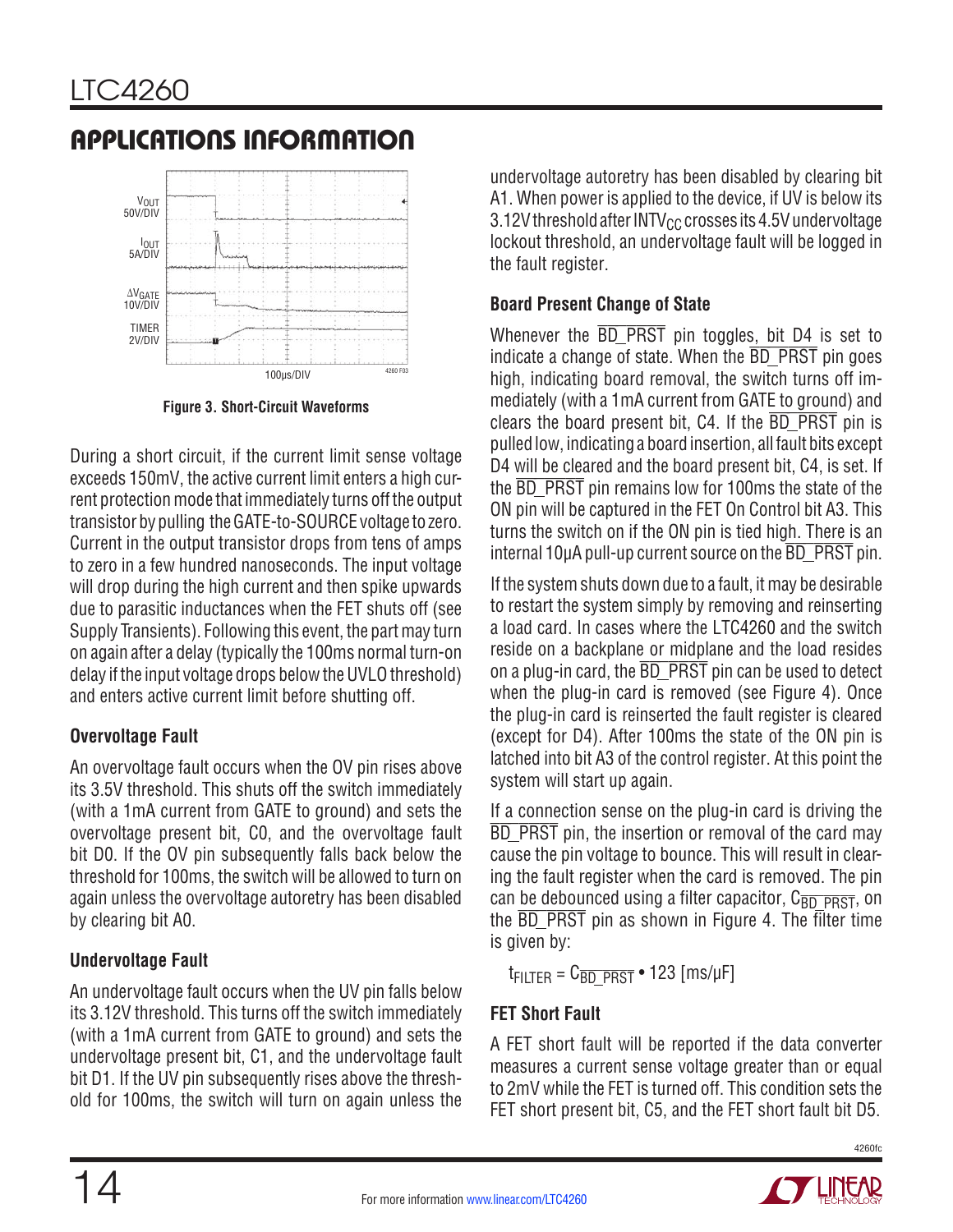## APPLICATIONS INFORMATION

Figure 3. Short-Circuit Waveforms

During a short circuit, if the current limit sense voltage exceeds 150mV, the active current limit enters a high current protection mode that immediately turns off the output transistor by pulling the GATE-to-SOURCE voltage to zero. Current in the output transistor drops from tens of amps to zero in a few hundred nanoseconds. The input voltage will drop during the high current and then spike upwards due to parasitic inductances when the FET shuts off (see Supply Transients). Following this event, the part may turn on again after a delay (typically the 100ms normal turn-on delay if the input voltage drops below the UVLO threshold) and enters active current limit before shutting off.

### Overvoltage Fault

An overvoltage fault occurs when the OV pin rises above its 3.5V threshold. This shuts off the switch immediately (with a 1mA current from GATE to ground) and sets the overvoltage present bit, C0, and the overvoltage fault bit D0. If the OV pin subsequently falls back below the threshold for 100ms, the switch will be allowed to turn on again unless the overvoltage autoretry has been disabled by clearing bit A0.

### Undervoltage Fault

An undervoltage fault occurs when the UV pin falls below its 3.12V threshold. This turns off the switch immediately (with a 1mA current from GATE to ground) and sets the undervoltage present bit, C1, and the undervoltage fault bit D1. If the UV pin subsequently rises above the threshold for 100ms, the switch will turn on again unless the undervoltage autoretry has been disabled by clearing bit A1. When power is applied to the device, if UV is below its 3.12V threshold after $INTV_{CC}$ crosses its 4.5V undervoltage lockout threshold, an undervoltage fault will be logged in the fault register.

### Board Present Change of State

Whenever the $\overline{BD\_PRST}$ pin toggles, bit D4 is set to indicate a change of state. When the $\overline{BD\_PRST}$ pin goes high, indicating board removal, the switch turns off immediately (with a 1mA current from GATE to ground) and clears the board present bit, C4. If the $\overline{BD\_PRST}$ pin is pulled low, indicating a board insertion, all fault bits except D4 will be cleared and the board present bit, C4, is set. If the $\overline{BD\_PRST}$ pin remains low for 100ms the state of the ON pin will be captured in the FET On Control bit A3. This turns the switch on if the ON pin is tied high. There is an internal 10µA pull-up current source on the $\overline{BD\_PRST}$ pin.

If the system shuts down due to a fault, it may be desirable to restart the system simply by removing and reinserting a load card. In cases where the LTC4260 and the switch reside on a backplane or midplane and the load resides on a plug-in card, the $\overline{BD\_PRST}$ pin can be used to detect when the plug-in card is removed (see Figure 4). Once the plug-in card is reinserted the fault register is cleared (except for D4). After 100ms the state of the ON pin is latched into bit A3 of the control register. At this point the system will start up again.

If a connection sense on the plug-in card is driving the $\overline{BD\_PRST}$ pin, the insertion or removal of the card may cause the pin voltage to bounce. This will result in clearing the fault register when the card is removed. The pin can be debounced using a filter capacitor, $C_{\overline{BD\_PRST}}$, on the $\overline{BD\_PRST}$ pin as shown in Figure 4. The filter time is given by:

$$t_{FILTER} = C_{\overline{BD\_PRST}} \cdot 123\ [ms/µF]$$

### FET Short Fault

A FET short fault will be reported if the data converter measures a current sense voltage greater than or equal to 2mV while the FET is turned off. This condition sets the FET short present bit, C5, and the FET short fault bit D5.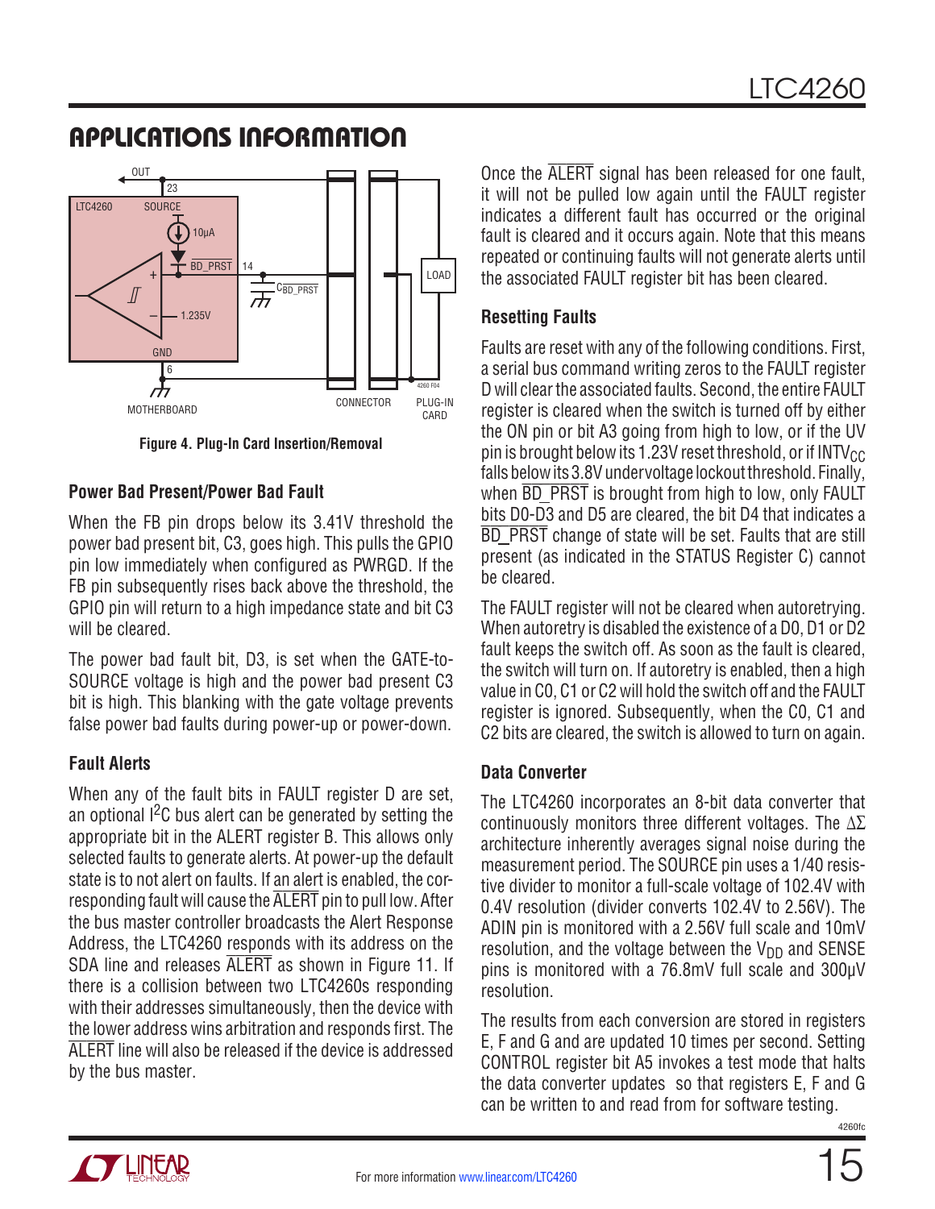## APPLICATIONS INFORMATION

Figure 4. Plug-In Card Insertion/Removal

### Power Bad Present/Power Bad Fault

When the FB pin drops below its 3.41V threshold the power bad present bit, C3, goes high. This pulls the GPIO pin low immediately when configured as PWRGD. If the FB pin subsequently rises back above the threshold, the GPIO pin will return to a high impedance state and bit C3 will be cleared.

The power bad fault bit, D3, is set when the GATE-to-SOURCE voltage is high and the power bad present C3 bit is high. This blanking with the gate voltage prevents false power bad faults during power-up or power-down.

### Fault Alerts

When any of the fault bits in FAULT register D are set, an optional $I^2C$ bus alert can be generated by setting the appropriate bit in the ALERT register B. This allows only selected faults to generate alerts. At power-up the default state is to not alert on faults. If an alert is enabled, the corresponding fault will cause the $\overline{\text{ALERT}}$ pin to pull low. After the bus master controller broadcasts the Alert Response Address, the LTC4260 responds with its address on the SDA line and releases $\overline{\text{ALERT}}$ as shown in Figure 11. If there is a collision between two LTC4260s responding with their addresses simultaneously, then the device with the lower address wins arbitration and responds first. The $\overline{\text{ALERT}}$ line will also be released if the device is addressed by the bus master.

Once the $\overline{\text{ALERT}}$ signal has been released for one fault, it will not be pulled low again until the FAULT register indicates a different fault has occurred or the original fault is cleared and it occurs again. Note that this means repeated or continuing faults will not generate alerts until the associated FAULT register bit has been cleared.

### Resetting Faults

Faults are reset with any of the following conditions. First, a serial bus command writing zeros to the FAULT register D will clear the associated faults. Second, the entire FAULT register is cleared when the switch is turned off by either the ON pin or bit A3 going from high to low, or if the UV pin is brought below its 1.23V reset threshold, or if $INTV_{CC}$ falls below its 3.8V undervoltage lockout threshold. Finally, when $\overline{\text{BD\_PRST}}$ is brought from high to low, only FAULT bits D0-D3 and D5 are cleared, the bit D4 that indicates a $\overline{\text{BD\_PRST}}$ change of state will be set. Faults that are still present (as indicated in the STATUS Register C) cannot be cleared.

The FAULT register will not be cleared when autoretrying. When autoretry is disabled the existence of a D0, D1 or D2 fault keeps the switch off. As soon as the fault is cleared, the switch will turn on. If autoretry is enabled, then a high value in C0, C1 or C2 will hold the switch off and the FAULT register is ignored. Subsequently, when the C0, C1 and C2 bits are cleared, the switch is allowed to turn on again.

### Data Converter

The LTC4260 incorporates an 8-bit data converter that continuously monitors three different voltages. The $\Delta\Sigma$ architecture inherently averages signal noise during the measurement period. The SOURCE pin uses a 1/40 resistive divider to monitor a full-scale voltage of 102.4V with 0.4V resolution (divider converts 102.4V to 2.56V). The ADIN pin is monitored with a 2.56V full scale and 10mV resolution, and the voltage between the $V_{DD}$ and SENSE pins is monitored with a 76.8mV full scale and 300µV resolution.

The results from each conversion are stored in registers E, F and G and are updated 10 times per second. Setting CONTROL register bit A5 invokes a test mode that halts the data converter updates so that registers E, F and G can be written to and read from for software testing.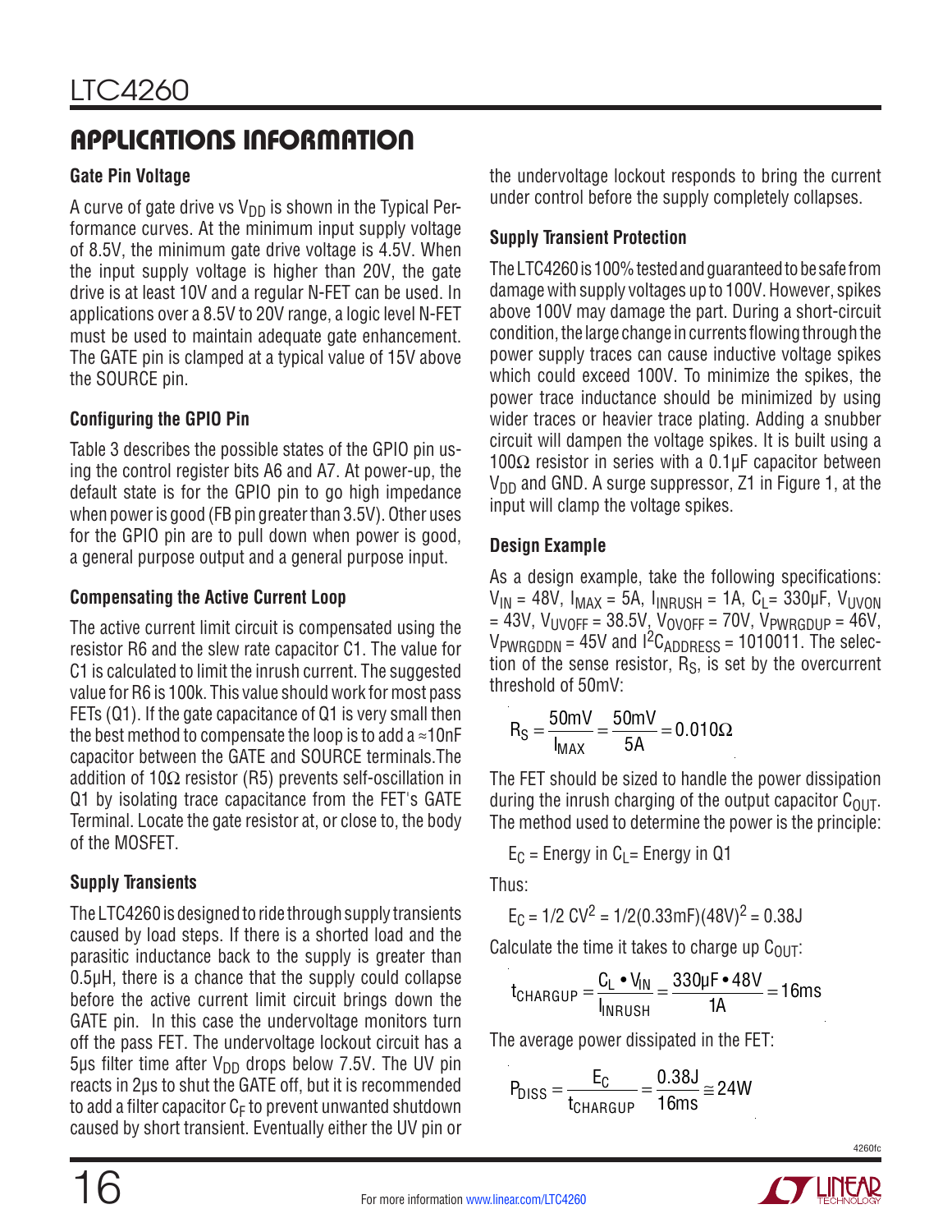## APPLICATIONS INFORMATION

### Gate Pin Voltage

A curve of gate drive vs $V_{DD}$ is shown in the Typical Performance curves. At the minimum input supply voltage of 8.5V, the minimum gate drive voltage is 4.5V. When the input supply voltage is higher than 20V, the gate drive is at least 10V and a regular N-FET can be used. In applications over a 8.5V to 20V range, a logic level N-FET must be used to maintain adequate gate enhancement. The GATE pin is clamped at a typical value of 15V above the SOURCE pin.

### Configuring the GPIO Pin

Table 3 describes the possible states of the GPIO pin using the control register bits A6 and A7. At power-up, the default state is for the GPIO pin to go high impedance when power is good (FB pin greater than 3.5V). Other uses for the GPIO pin are to pull down when power is good, a general purpose output and a general purpose input.

### Compensating the Active Current Loop

The active current limit circuit is compensated using the resistor R6 and the slew rate capacitor C1. The value for C1 is calculated to limit the inrush current. The suggested value for R6 is 100k. This value should work for most pass FETs (Q1). If the gate capacitance of Q1 is very small then the best method to compensate the loop is to add a ≈10nF capacitor between the GATE and SOURCE terminals.The addition of 10Ω resistor (R5) prevents self-oscillation in Q1 by isolating trace capacitance from the FET's GATE Terminal. Locate the gate resistor at, or close to, the body of the MOSFET.

### Supply Transients

The LTC4260 is designed to ride through supply transients caused by load steps. If there is a shorted load and the parasitic inductance back to the supply is greater than 0.5μH, there is a chance that the supply could collapse before the active current limit circuit brings down the GATE pin. In this case the undervoltage monitors turn off the pass FET. The undervoltage lockout circuit has a 5μs filter time after $V_{DD}$ drops below 7.5V. The UV pin reacts in 2μs to shut the GATE off, but it is recommended to add a filter capacitor $C_F$ to prevent unwanted shutdown caused by short transient. Eventually either the UV pin or the undervoltage lockout responds to bring the current under control before the supply completely collapses.

### Supply Transient Protection

The LTC4260 is 100% tested and guaranteed to be safe from damage with supply voltages up to 100V. However, spikes above 100V may damage the part. During a short-circuit condition, the large change in currents flowing through the power supply traces can cause inductive voltage spikes which could exceed 100V. To minimize the spikes, the power trace inductance should be minimized by using wider traces or heavier trace plating. Adding a snubber circuit will dampen the voltage spikes. It is built using a 100Ω resistor in series with a 0.1μF capacitor between $V_{DD}$ and GND. A surge suppressor, Z1 in Figure 1, at the input will clamp the voltage spikes.

### Design Example

As a design example, take the following specifications: $V_{IN}$ = 48V, $I_{MAX}$ = 5A, $I_{INRUSH}$ = 1A, $C_L$ = 330μF, $V_{UVON}$ = 43V, $V_{UVOFF}$ = 38.5V, $V_{OVOFF}$ = 70V, $V_{PWRGDUP}$ = 46V, $V_{PWRGDDN}$ = 45V and $I^2C_{ADDRESS}$ = 1010011. The selection of the sense resistor, $R_S$, is set by the overcurrent threshold of 50mV:

$$R_S = \frac{50mV}{I_{MAX}} = \frac{50mV}{5A} = 0.010\Omega$$

The FET should be sized to handle the power dissipation during the inrush charging of the output capacitor $C_{OUT}$. The method used to determine the power is the principle:

$E_C$ = Energy in $C_L$ = Energy in Q1

Thus:

$$E_C = 1/2\ CV^2 = 1/2(0.33mF)(48V)^2 = 0.38J$$

Calculate the time it takes to charge up $C_{OUT}$:

$$t_{CHARGUP} = \frac{C_L \bullet V_{IN}}{I_{INRUSH}} = \frac{330\mu F \bullet 48V}{1A} = 16ms$$

The average power dissipated in the FET:

$$P_{DISS} = \frac{E_C}{t_{CHARGUP}} = \frac{0.38J}{16ms} \cong 24W$$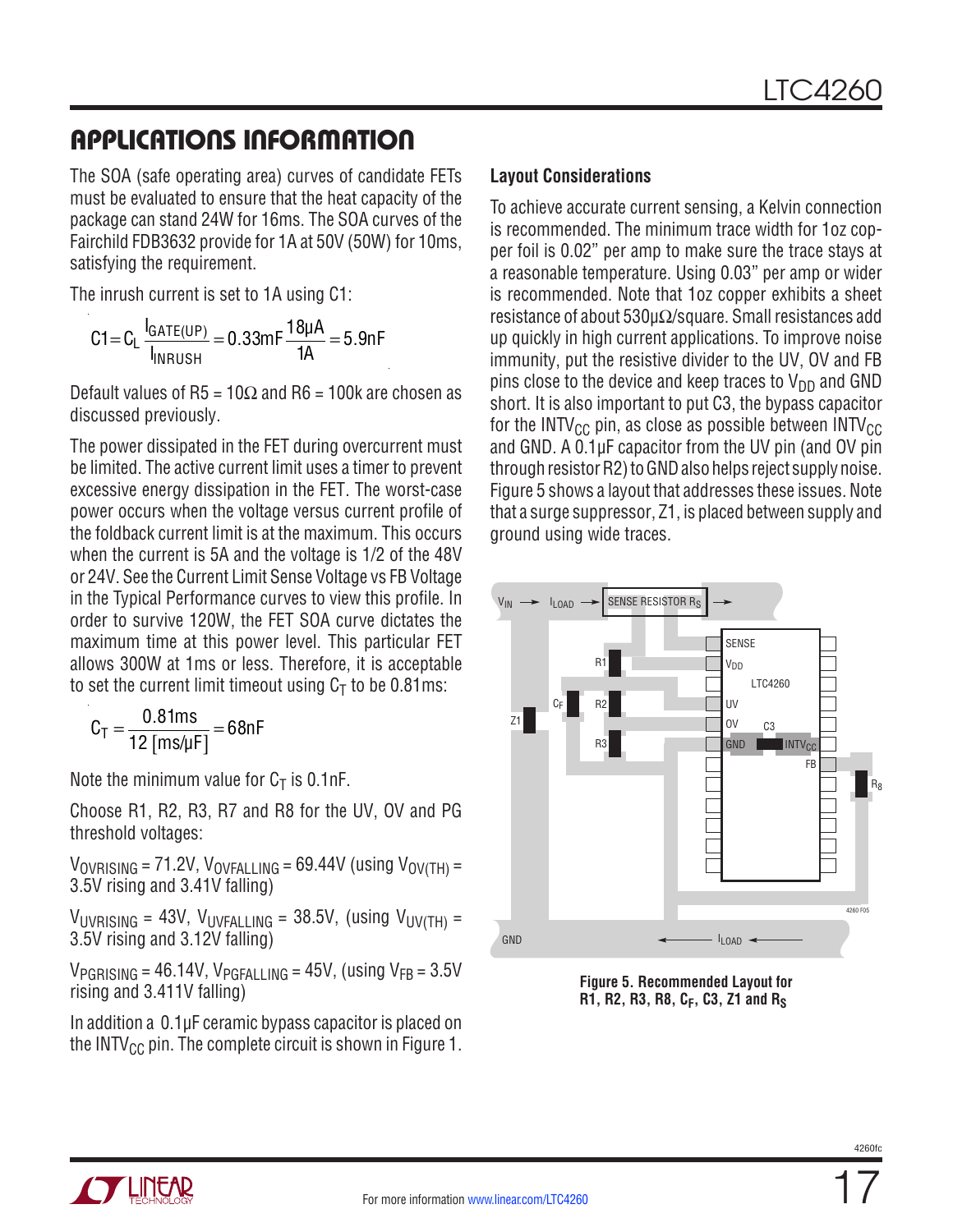## APPLICATIONS INFORMATION

The SOA (safe operating area) curves of candidate FETs must be evaluated to ensure that the heat capacity of the package can stand 24W for 16ms. The SOA curves of the Fairchild FDB3632 provide for 1A at 50V (50W) for 10ms, satisfying the requirement.

The inrush current is set to 1A using C1:

$$C1 = C_L \frac{I_{GATE(UP)}}{I_{INRUSH}} = 0.33mF \frac{18\mu A}{1A} = 5.9nF$$

Default values of R5 = 10Ω and R6 = 100k are chosen as discussed previously.

The power dissipated in the FET during overcurrent must be limited. The active current limit uses a timer to prevent excessive energy dissipation in the FET. The worst-case power occurs when the voltage versus current profile of the foldback current limit is at the maximum. This occurs when the current is 5A and the voltage is 1/2 of the 48V or 24V. See the Current Limit Sense Voltage vs FB Voltage in the Typical Performance curves to view this profile. In order to survive 120W, the FET SOA curve dictates the maximum time at this power level. This particular FET allows 300W at 1ms or less. Therefore, it is acceptable to set the current limit timeout using $C_T$ to be 0.81ms:

$$C_T = \frac{0.81ms}{12\,[ms/\mu F]} = 68nF$$

Note the minimum value for $C_T$ is 0.1nF.

Choose R1, R2, R3, R7 and R8 for the UV, OV and PG threshold voltages:

$V_{OVRISING}$ = 71.2V, $V_{OVFALLING}$ = 69.44V (using $V_{OV(TH)}$ = 3.5V rising and 3.41V falling)

$V_{UVRISING}$ = 43V, $V_{UVFALLING}$ = 38.5V, (using $V_{UV(TH)}$ = 3.5V rising and 3.12V falling)

$V_{PGRISING}$ = 46.14V, $V_{PGFALLING}$ = 45V, (using $V_{FB}$ = 3.5V rising and 3.411V falling)

In addition a 0.1µF ceramic bypass capacitor is placed on the $INTV_{CC}$ pin. The complete circuit is shown in Figure 1.

### Layout Considerations

To achieve accurate current sensing, a Kelvin connection is recommended. The minimum trace width for 1oz copper foil is 0.02" per amp to make sure the trace stays at a reasonable temperature. Using 0.03" per amp or wider is recommended. Note that 1oz copper exhibits a sheet resistance of about 530µΩ/square. Small resistances add up quickly in high current applications. To improve noise immunity, put the resistive divider to the UV, OV and FB pins close to the device and keep traces to $V_{DD}$ and GND short. It is also important to put C3, the bypass capacitor for the $INTV_{CC}$ pin, as close as possible between $INTV_{CC}$ and GND. A 0.1µF capacitor from the UV pin (and OV pin through resistor R2) to GND also helps reject supply noise. Figure 5 shows a layout that addresses these issues. Note that a surge suppressor, Z1, is placed between supply and ground using wide traces.

**Figure 5. Recommended Layout for R1, R2, R3, R8, $C_F$, C3, Z1 and $R_S$**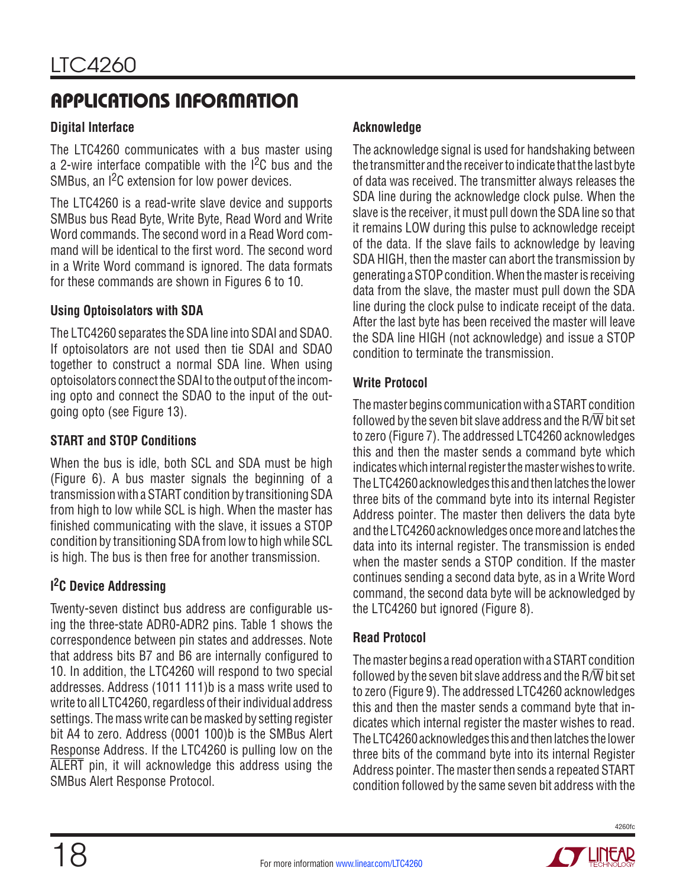## APPLICATIONS INFORMATION

### Digital Interface

The LTC4260 communicates with a bus master using a 2-wire interface compatible with the I$^2$C bus and the SMBus, an I$^2$C extension for low power devices.

The LTC4260 is a read-write slave device and supports SMBus bus Read Byte, Write Byte, Read Word and Write Word commands. The second word in a Read Word command will be identical to the first word. The second word in a Write Word command is ignored. The data formats for these commands are shown in Figures 6 to 10.

### Using Optoisolators with SDA

The LTC4260 separates the SDA line into SDAI and SDAO. If optoisolators are not used then tie SDAI and SDAO together to construct a normal SDA line. When using optoisolators connect the SDAI to the output of the incoming opto and connect the SDAO to the input of the outgoing opto (see Figure 13).

### START and STOP Conditions

When the bus is idle, both SCL and SDA must be high (Figure 6). A bus master signals the beginning of a transmission with a START condition by transitioning SDA from high to low while SCL is high. When the master has finished communicating with the slave, it issues a STOP condition by transitioning SDA from low to high while SCL is high. The bus is then free for another transmission.

### I$^2$C Device Addressing

Twenty-seven distinct bus address are configurable using the three-state ADR0-ADR2 pins. Table 1 shows the correspondence between pin states and addresses. Note that address bits B7 and B6 are internally configured to 10. In addition, the LTC4260 will respond to two special addresses. Address (1011 111)b is a mass write used to write to all LTC4260, regardless of their individual address settings. The mass write can be masked by setting register bit A4 to zero. Address (0001 100)b is the SMBus Alert Response Address. If the LTC4260 is pulling low on the $\overline{\text{ALERT}}$ pin, it will acknowledge this address using the SMBus Alert Response Protocol.

### Acknowledge

The acknowledge signal is used for handshaking between the transmitter and the receiver to indicate that the last byte of data was received. The transmitter always releases the SDA line during the acknowledge clock pulse. When the slave is the receiver, it must pull down the SDA line so that it remains LOW during this pulse to acknowledge receipt of the data. If the slave fails to acknowledge by leaving SDA HIGH, then the master can abort the transmission by generating a STOP condition. When the master is receiving data from the slave, the master must pull down the SDA line during the clock pulse to indicate receipt of the data. After the last byte has been received the master will leave the SDA line HIGH (not acknowledge) and issue a STOP condition to terminate the transmission.

### Write Protocol

The master begins communication with a START condition followed by the seven bit slave address and the R/$\overline{\text{W}}$ bit set to zero (Figure 7). The addressed LTC4260 acknowledges this and then the master sends a command byte which indicates which internal register the master wishes to write. The LTC4260 acknowledges this and then latches the lower three bits of the command byte into its internal Register Address pointer. The master then delivers the data byte and the LTC4260 acknowledges once more and latches the data into its internal register. The transmission is ended when the master sends a STOP condition. If the master continues sending a second data byte, as in a Write Word command, the second data byte will be acknowledged by the LTC4260 but ignored (Figure 8).

### Read Protocol

The master begins a read operation with a START condition followed by the seven bit slave address and the R/$\overline{\text{W}}$ bit set to zero (Figure 9). The addressed LTC4260 acknowledges this and then the master sends a command byte that indicates which internal register the master wishes to read. The LTC4260 acknowledges this and then latches the lower three bits of the command byte into its internal Register Address pointer. The master then sends a repeated START condition followed by the same seven bit address with the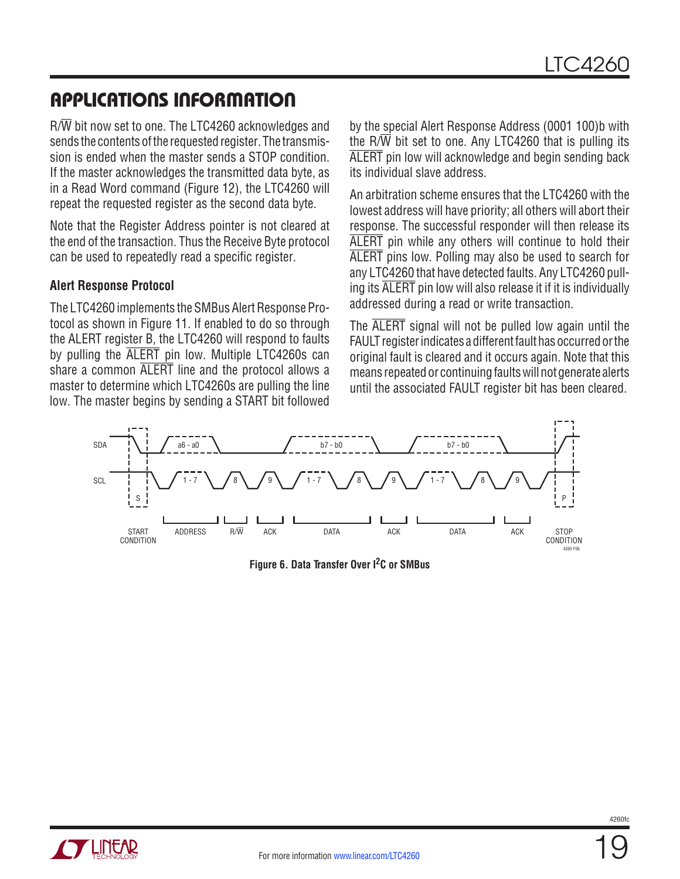## APPLICATIONS INFORMATION

R/W̄ bit now set to one. The LTC4260 acknowledges and sends the contents of the requested register. The transmission is ended when the master sends a STOP condition. If the master acknowledges the transmitted data byte, as in a Read Word command (Figure 12), the LTC4260 will repeat the requested register as the second data byte.

Note that the Register Address pointer is not cleared at the end of the transaction. Thus the Receive Byte protocol can be used to repeatedly read a specific register.

### Alert Response Protocol

The LTC4260 implements the SMBus Alert Response Protocol as shown in Figure 11. If enabled to do so through the ALERT register B, the LTC4260 will respond to faults by pulling the ALERT pin low. Multiple LTC4260s can share a common ALERT line and the protocol allows a master to determine which LTC4260s are pulling the line low. The master begins by sending a START bit followed by the special Alert Response Address (0001 100)b with the R/W̄ bit set to one. Any LTC4260 that is pulling its ALERT pin low will acknowledge and begin sending back its individual slave address.

An arbitration scheme ensures that the LTC4260 with the lowest address will have priority; all others will abort their response. The successful responder will then release its ALERT pin while any others will continue to hold their ALERT pins low. Polling may also be used to search for any LTC4260 that have detected faults. Any LTC4260 pulling its ALERT pin low will also release it if it is individually addressed during a read or write transaction.

The ALERT signal will not be pulled low again until the FAULT register indicates a different fault has occurred or the original fault is cleared and it occurs again. Note that this means repeated or continuing faults will not generate alerts until the associated FAULT register bit has been cleared.

**Figure 6. Data Transfer Over I²C or SMBus**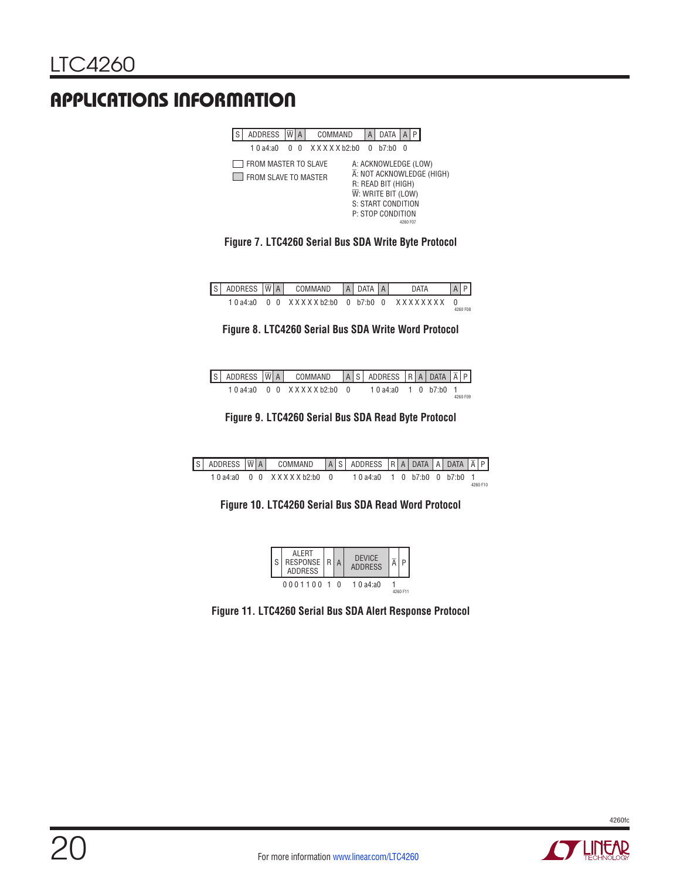## APPLICATIONS INFORMATION

| S | ADDRESS | $\overline{W}$ | A | COMMAND | A | DATA | A | P |
|---|---|---|---|---|---|---|---|---|
| | 1 0 a4:a0 | 0 | 0 | X X X X X b2:b0 | 0 | b7:b0 | 0 | |

☐ FROM MASTER TO SLAVE
▨ FROM SLAVE TO MASTER

A: ACKNOWLEDGE (LOW)
$\overline{A}$: NOT ACKNOWLEDGE (HIGH)
R: READ BIT (HIGH)
$\overline{W}$: WRITE BIT (LOW)
S: START CONDITION
P: STOP CONDITION

**Figure 7. LTC4260 Serial Bus SDA Write Byte Protocol**

| S | ADDRESS | $\overline{W}$ | A | COMMAND | A | DATA | A | DATA | A | P |
|---|---|---|---|---|---|---|---|---|---|---|
| | 1 0 a4:a0 | 0 | 0 | X X X X X b2:b0 | 0 | b7:b0 | 0 | X X X X X X X X | 0 | |

**Figure 8. LTC4260 Serial Bus SDA Write Word Protocol**

| S | ADDRESS | $\overline{W}$ | A | COMMAND | A | S | ADDRESS | R | A | DATA | $\overline{A}$ | P |
|---|---|---|---|---|---|---|---|---|---|---|---|---|
| | 1 0 a4:a0 | 0 | 0 | X X X X X b2:b0 | 0 | | 1 0 a4:a0 | 1 | 0 | b7:b0 | 1 | |

**Figure 9. LTC4260 Serial Bus SDA Read Byte Protocol**

| S | ADDRESS | $\overline{W}$ | A | COMMAND | A | S | ADDRESS | R | A | DATA | A | DATA | $\overline{A}$ | P |
|---|---|---|---|---|---|---|---|---|---|---|---|---|---|---|
| | 1 0 a4:a0 | 0 | 0 | X X X X X b2:b0 | 0 | | 1 0 a4:a0 | 1 | 0 | b7:b0 | 0 | b7:b0 | 1 | |

**Figure 10. LTC4260 Serial Bus SDA Read Word Protocol**

| S | ALERT RESPONSE ADDRESS | R | A | DEVICE ADDRESS | $\overline{A}$ | P |
|---|---|---|---|---|---|---|
| | 0 0 0 1 1 0 0 | 1 | 0 | 1 0 a4:a0 | 1 | |

**Figure 11. LTC4260 Serial Bus SDA Alert Response Protocol**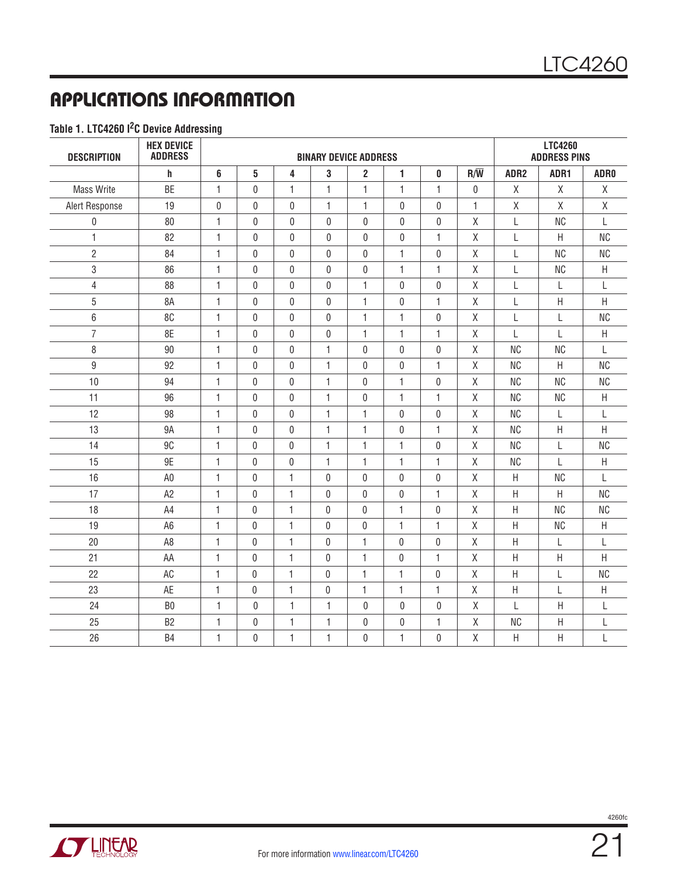## APPLICATIONS INFORMATION

**Table 1. LTC4260 I$^2$C Device Addressing**

| DESCRIPTION | HEX DEVICE ADDRESS | BINARY DEVICE ADDRESS | | | | | | | | LTC4260 ADDRESS PINS | | |
|---|---|---|---|---|---|---|---|---|---|---|---|---|
| | h | 6 | 5 | 4 | 3 | 2 | 1 | 0 | R/$\overline{W}$ | ADR2 | ADR1 | ADR0 |
| Mass Write | BE | 1 | 0 | 1 | 1 | 1 | 1 | 1 | 0 | X | X | X |
| Alert Response | 19 | 0 | 0 | 0 | 1 | 1 | 0 | 0 | 1 | X | X | X |
| 0 | 80 | 1 | 0 | 0 | 0 | 0 | 0 | 0 | X | L | NC | L |
| 1 | 82 | 1 | 0 | 0 | 0 | 0 | 0 | 1 | X | L | H | NC |
| 2 | 84 | 1 | 0 | 0 | 0 | 0 | 1 | 0 | X | L | NC | NC |
| 3 | 86 | 1 | 0 | 0 | 0 | 0 | 1 | 1 | X | L | NC | H |
| 4 | 88 | 1 | 0 | 0 | 0 | 1 | 0 | 0 | X | L | L | L |
| 5 | 8A | 1 | 0 | 0 | 0 | 1 | 0 | 1 | X | L | H | H |
| 6 | 8C | 1 | 0 | 0 | 0 | 1 | 1 | 0 | X | L | L | NC |
| 7 | 8E | 1 | 0 | 0 | 0 | 1 | 1 | 1 | X | L | L | H |
| 8 | 90 | 1 | 0 | 0 | 1 | 0 | 0 | 0 | X | NC | NC | L |
| 9 | 92 | 1 | 0 | 0 | 1 | 0 | 0 | 1 | X | NC | H | NC |
| 10 | 94 | 1 | 0 | 0 | 1 | 0 | 1 | 0 | X | NC | NC | NC |
| 11 | 96 | 1 | 0 | 0 | 1 | 0 | 1 | 1 | X | NC | NC | H |
| 12 | 98 | 1 | 0 | 0 | 1 | 1 | 0 | 0 | X | NC | L | L |
| 13 | 9A | 1 | 0 | 0 | 1 | 1 | 0 | 1 | X | NC | H | H |
| 14 | 9C | 1 | 0 | 0 | 1 | 1 | 1 | 0 | X | NC | L | NC |
| 15 | 9E | 1 | 0 | 0 | 1 | 1 | 1 | 1 | X | NC | L | H |
| 16 | A0 | 1 | 0 | 1 | 0 | 0 | 0 | 0 | X | H | NC | L |
| 17 | A2 | 1 | 0 | 1 | 0 | 0 | 0 | 1 | X | H | H | NC |
| 18 | A4 | 1 | 0 | 1 | 0 | 0 | 1 | 0 | X | H | NC | NC |
| 19 | A6 | 1 | 0 | 1 | 0 | 0 | 1 | 1 | X | H | NC | H |
| 20 | A8 | 1 | 0 | 1 | 0 | 1 | 0 | 0 | X | H | L | L |
| 21 | AA | 1 | 0 | 1 | 0 | 1 | 0 | 1 | X | H | H | H |
| 22 | AC | 1 | 0 | 1 | 0 | 1 | 1 | 0 | X | H | L | NC |
| 23 | AE | 1 | 0 | 1 | 0 | 1 | 1 | 1 | X | H | L | H |
| 24 | B0 | 1 | 0 | 1 | 1 | 0 | 0 | 0 | X | L | H | L |
| 25 | B2 | 1 | 0 | 1 | 1 | 0 | 0 | 1 | X | NC | H | L |
| 26 | B4 | 1 | 0 | 1 | 1 | 0 | 1 | 0 | X | H | H | L |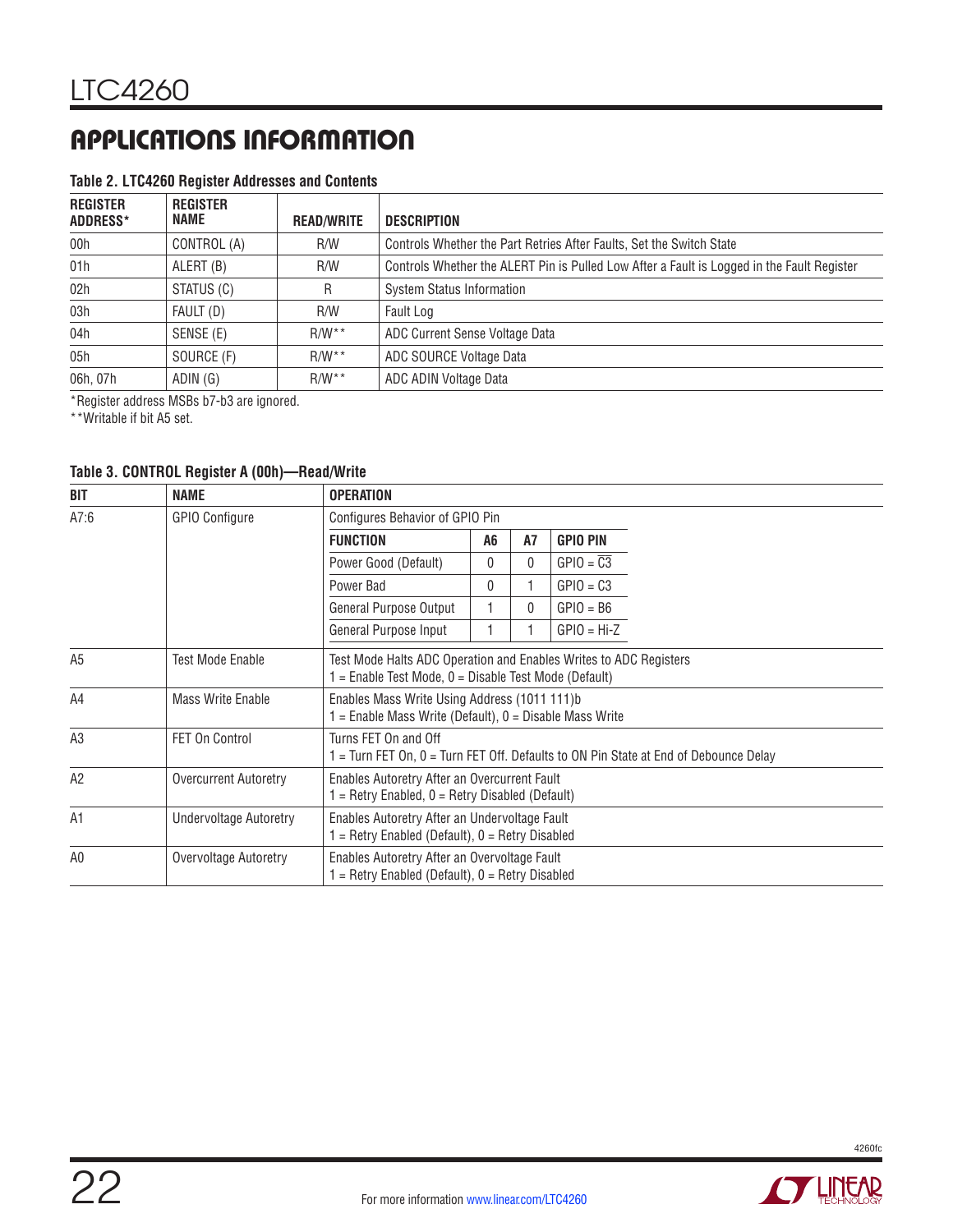## APPLICATIONS INFORMATION

**Table 2. LTC4260 Register Addresses and Contents**

| REGISTER ADDRESS* | REGISTER NAME | READ/WRITE | DESCRIPTION |
|---|---|---|---|
| 00h | CONTROL (A) | R/W | Controls Whether the Part Retries After Faults, Set the Switch State |
| 01h | ALERT (B) | R/W | Controls Whether the ALERT Pin is Pulled Low After a Fault is Logged in the Fault Register |
| 02h | STATUS (C) | R | System Status Information |
| 03h | FAULT (D) | R/W | Fault Log |
| 04h | SENSE (E) | R/W** | ADC Current Sense Voltage Data |
| 05h | SOURCE (F) | R/W** | ADC SOURCE Voltage Data |
| 06h, 07h | ADIN (G) | R/W** | ADC ADIN Voltage Data |

*Register address MSBs b7-b3 are ignored.
**Writable if bit A5 set.

**Table 3. CONTROL Register A (00h)—Read/Write**

| BIT | NAME | OPERATION |
|---|---|---|
| A7:6 | GPIO Configure | Configures Behavior of GPIO Pin<br>**FUNCTION / A6 / A7 / GPIO PIN**<br>Power Good (Default) / 0 / 0 / GPIO = $\overline{C3}$<br>Power Bad / 0 / 1 / GPIO = C3<br>General Purpose Output / 1 / 0 / GPIO = B6<br>General Purpose Input / 1 / 1 / GPIO = Hi-Z |
| A5 | Test Mode Enable | Test Mode Halts ADC Operation and Enables Writes to ADC Registers<br>1 = Enable Test Mode, 0 = Disable Test Mode (Default) |
| A4 | Mass Write Enable | Enables Mass Write Using Address (1011 111)b<br>1 = Enable Mass Write (Default), 0 = Disable Mass Write |
| A3 | FET On Control | Turns FET On and Off<br>1 = Turn FET On, 0 = Turn FET Off. Defaults to ON Pin State at End of Debounce Delay |
| A2 | Overcurrent Autoretry | Enables Autoretry After an Overcurrent Fault<br>1 = Retry Enabled, 0 = Retry Disabled (Default) |
| A1 | Undervoltage Autoretry | Enables Autoretry After an Undervoltage Fault<br>1 = Retry Enabled (Default), 0 = Retry Disabled |
| A0 | Overvoltage Autoretry | Enables Autoretry After an Overvoltage Fault<br>1 = Retry Enabled (Default), 0 = Retry Disabled |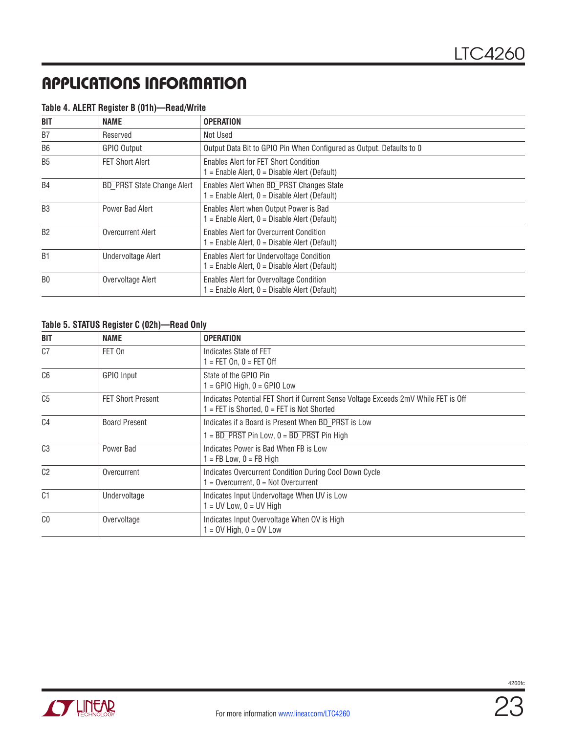## APPLICATIONS INFORMATION

**Table 4. ALERT Register B (01h)—Read/Write**

| BIT | NAME | OPERATION |
|---|---|---|
| B7 | Reserved | Not Used |
| B6 | GPIO Output | Output Data Bit to GPIO Pin When Configured as Output. Defaults to 0 |
| B5 | FET Short Alert | Enables Alert for FET Short Condition<br>1 = Enable Alert, 0 = Disable Alert (Default) |
| B4 | BD_PRST State Change Alert | Enables Alert When BD_PRST Changes State<br>1 = Enable Alert, 0 = Disable Alert (Default) |
| B3 | Power Bad Alert | Enables Alert when Output Power is Bad<br>1 = Enable Alert, 0 = Disable Alert (Default) |
| B2 | Overcurrent Alert | Enables Alert for Overcurrent Condition<br>1 = Enable Alert, 0 = Disable Alert (Default) |
| B1 | Undervoltage Alert | Enables Alert for Undervoltage Condition<br>1 = Enable Alert, 0 = Disable Alert (Default) |
| B0 | Overvoltage Alert | Enables Alert for Overvoltage Condition<br>1 = Enable Alert, 0 = Disable Alert (Default) |

**Table 5. STATUS Register C (02h)—Read Only**

| BIT | NAME | OPERATION |
|---|---|---|
| C7 | FET On | Indicates State of FET<br>1 = FET On, 0 = FET Off |
| C6 | GPIO Input | State of the GPIO Pin<br>1 = GPIO High, 0 = GPIO Low |
| C5 | FET Short Present | Indicates Potential FET Short if Current Sense Voltage Exceeds 2mV While FET is Off<br>1 = FET is Shorted, 0 = FET is Not Shorted |
| C4 | Board Present | Indicates if a Board is Present When BD_PRST is Low<br>1 = BD_PRST Pin Low, 0 = BD_PRST Pin High |
| C3 | Power Bad | Indicates Power is Bad When FB is Low<br>1 = FB Low, 0 = FB High |
| C2 | Overcurrent | Indicates Overcurrent Condition During Cool Down Cycle<br>1 = Overcurrent, 0 = Not Overcurrent |
| C1 | Undervoltage | Indicates Input Undervoltage When UV is Low<br>1 = UV Low, 0 = UV High |
| C0 | Overvoltage | Indicates Input Overvoltage When OV is High<br>1 = OV High, 0 = OV Low |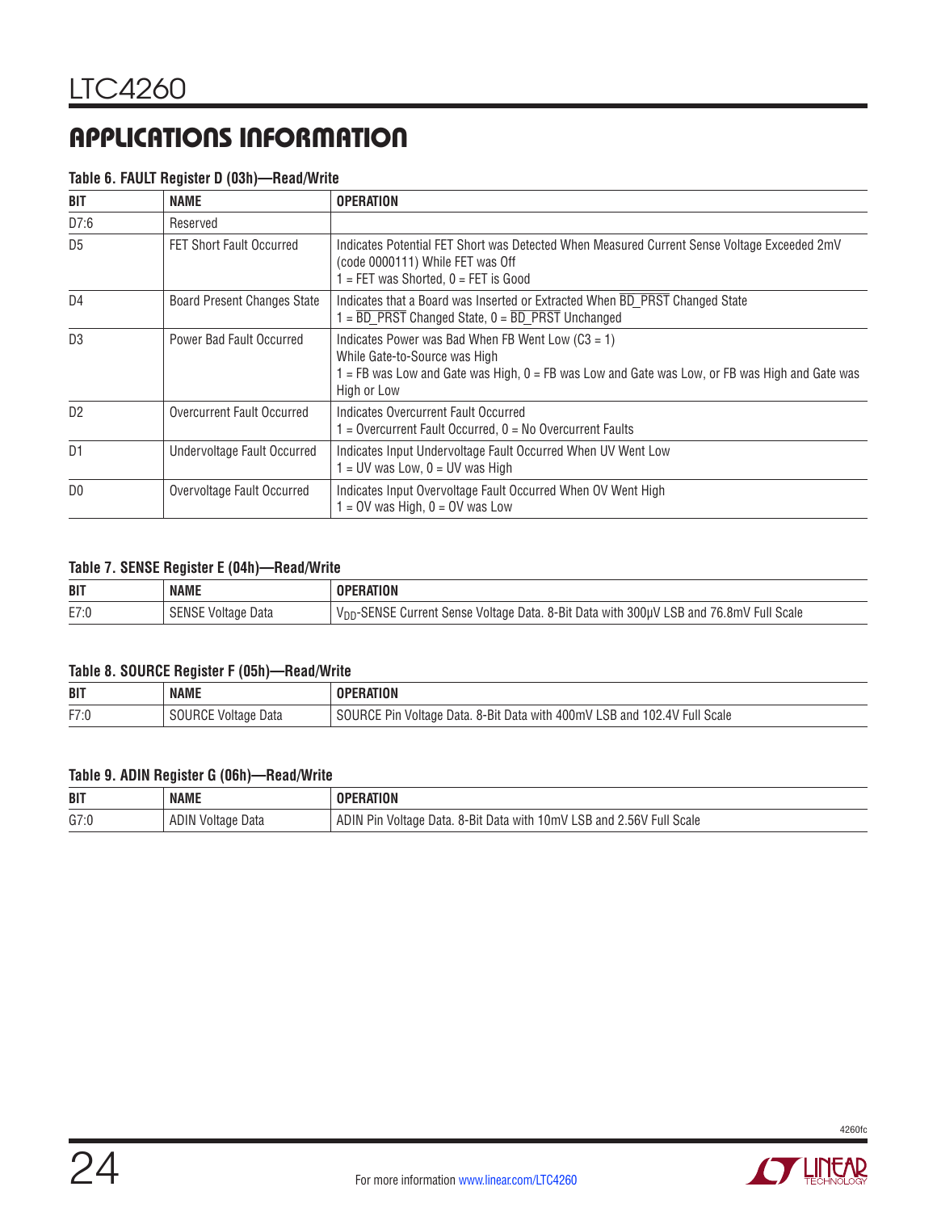## APPLICATIONS INFORMATION

**Table 6. FAULT Register D (03h)—Read/Write**

| BIT | NAME | OPERATION |
|---|---|---|
| D7:6 | Reserved | |
| D5 | FET Short Fault Occurred | Indicates Potential FET Short was Detected When Measured Current Sense Voltage Exceeded 2mV (code 0000111) While FET was Off<br>1 = FET was Shorted, 0 = FET is Good |
| D4 | Board Present Changes State | Indicates that a Board was Inserted or Extracted When $\overline{\text{BD\_PRST}}$ Changed State<br>1 = $\overline{\text{BD\_PRST}}$ Changed State, 0 = $\overline{\text{BD\_PRST}}$ Unchanged |
| D3 | Power Bad Fault Occurred | Indicates Power was Bad When FB Went Low (C3 = 1) While Gate-to-Source was High<br>1 = FB was Low and Gate was High, 0 = FB was Low and Gate was Low, or FB was High and Gate was High or Low |
| D2 | Overcurrent Fault Occurred | Indicates Overcurrent Fault Occurred<br>1 = Overcurrent Fault Occurred, 0 = No Overcurrent Faults |
| D1 | Undervoltage Fault Occurred | Indicates Input Undervoltage Fault Occurred When UV Went Low<br>1 = UV was Low, 0 = UV was High |
| D0 | Overvoltage Fault Occurred | Indicates Input Overvoltage Fault Occurred When OV Went High<br>1 = OV was High, 0 = OV was Low |

**Table 7. SENSE Register E (04h)—Read/Write**

| BIT | NAME | OPERATION |
|---|---|---|
| E7:0 | SENSE Voltage Data | $V_{DD}$-SENSE Current Sense Voltage Data. 8-Bit Data with 300µV LSB and 76.8mV Full Scale |

**Table 8. SOURCE Register F (05h)—Read/Write**

| BIT | NAME | OPERATION |
|---|---|---|
| F7:0 | SOURCE Voltage Data | SOURCE Pin Voltage Data. 8-Bit Data with 400mV LSB and 102.4V Full Scale |

**Table 9. ADIN Register G (06h)—Read/Write**

| BIT | NAME | OPERATION |
|---|---|---|
| G7:0 | ADIN Voltage Data | ADIN Pin Voltage Data. 8-Bit Data with 10mV LSB and 2.56V Full Scale |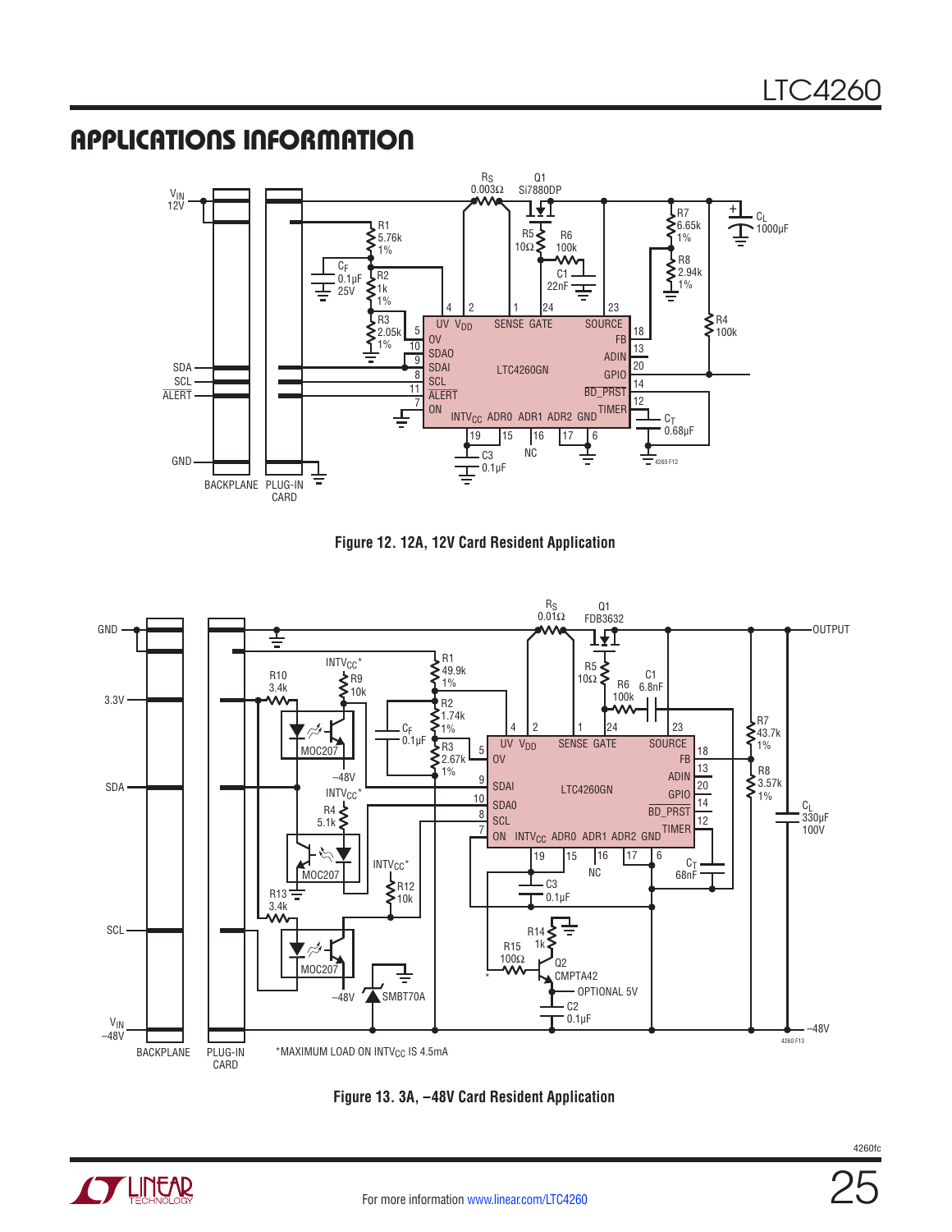## APPLICATIONS INFORMATION

Figure 12. 12A, 12V Card Resident Application

Figure 13. 3A, –48V Card Resident Application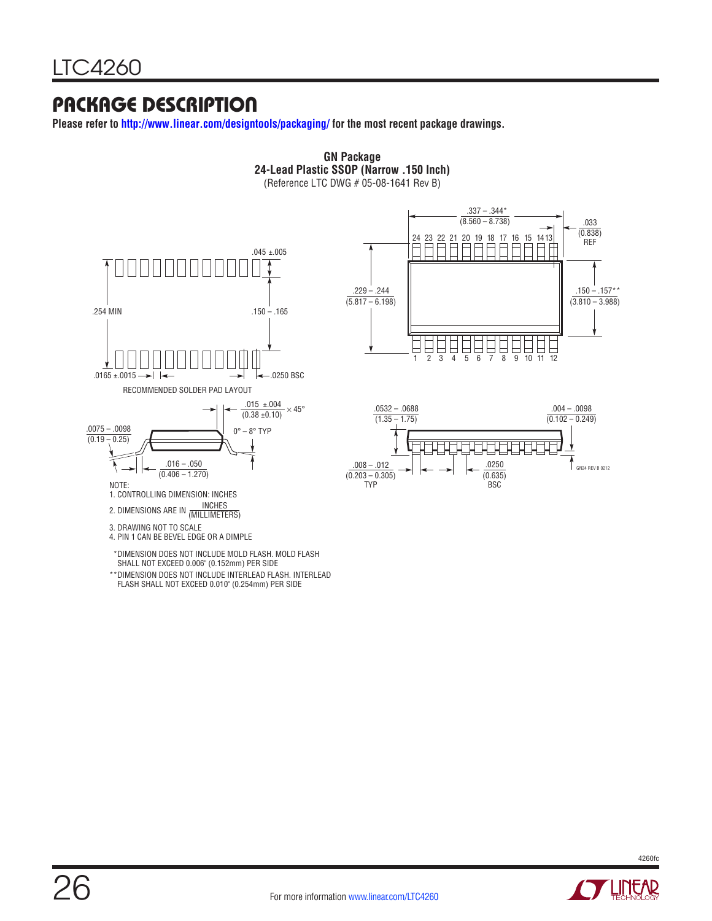## PACKAGE DESCRIPTION

**Please refer to http://www.linear.com/designtools/packaging/ for the most recent package drawings.**

**GN Package**
**24-Lead Plastic SSOP (Narrow .150 Inch)**
(Reference LTC DWG # 05-08-1641 Rev B)

.045 ±.005

.254 MIN

.150 – .165

.0165 ±.0015

.0250 BSC

RECOMMENDED SOLDER PAD LAYOUT

.337 – .344* (8.560 – 8.738)

.033 (0.838) REF

24 23 22 21 20 19 18 17 16 15 14 13

.229 – .244 (5.817 – 6.198)

.150 – .157** (3.810 – 3.988)

1 2 3 4 5 6 7 8 9 10 11 12

.015 ±.004 (0.38 ±0.10) × 45°

.0075 – .0098 (0.19 – 0.25)

0° – 8° TYP

.016 – .050 (0.406 – 1.270)

.0532 – .0688 (1.35 – 1.75)

.004 – .0098 (0.102 – 0.249)

.008 – .012 (0.203 – 0.305) TYP

.0250 (0.635) BSC

GN24 REV B 0212

NOTE:
1. CONTROLLING DIMENSION: INCHES
2. DIMENSIONS ARE IN INCHES / (MILLIMETERS)
3. DRAWING NOT TO SCALE
4. PIN 1 CAN BE BEVEL EDGE OR A DIMPLE

*DIMENSION DOES NOT INCLUDE MOLD FLASH. MOLD FLASH SHALL NOT EXCEED 0.006" (0.152mm) PER SIDE

**DIMENSION DOES NOT INCLUDE INTERLEAD FLASH. INTERLEAD FLASH SHALL NOT EXCEED 0.010" (0.254mm) PER SIDE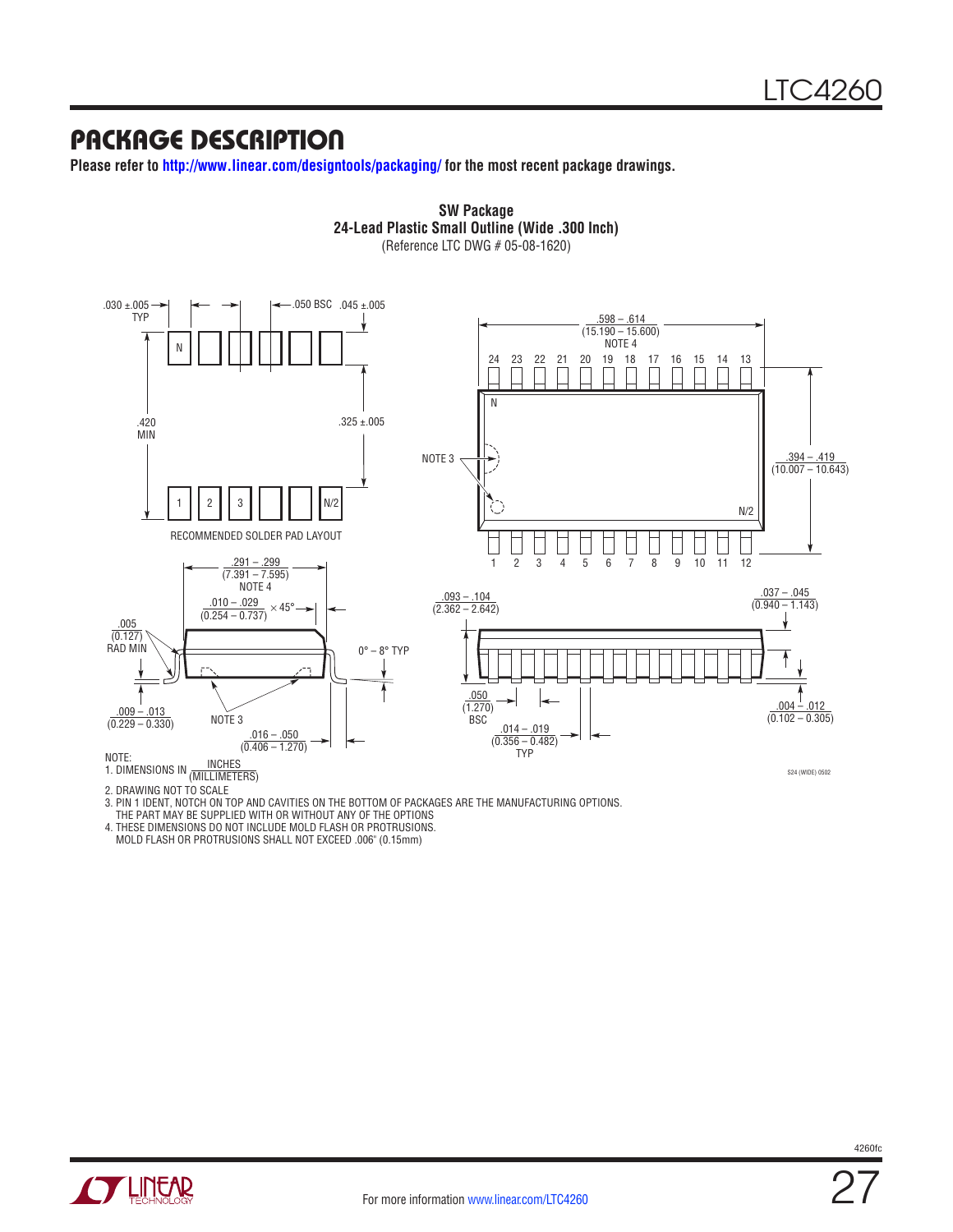## PACKAGE DESCRIPTION

**Please refer to http://www.linear.com/designtools/packaging/ for the most recent package drawings.**

**SW Package**
**24-Lead Plastic Small Outline (Wide .300 Inch)**
(Reference LTC DWG # 05-08-1620)

.030 ±.005 TYP

.050 BSC

.045 ±.005

.420 MIN

.325 ±.005

N

1 2 3 N/2

RECOMMENDED SOLDER PAD LAYOUT

.598 – .614 (15.190 – 15.600) NOTE 4

24 23 22 21 20 19 18 17 16 15 14 13

N

NOTE 3

.394 – .419 (10.007 – 10.643)

N/2

1 2 3 4 5 6 7 8 9 10 11 12

.291 – .299 (7.391 – 7.595) NOTE 4

.010 – .029 (0.254 – 0.737) × 45°

.005 (0.127) RAD MIN

0° – 8° TYP

.009 – .013 (0.229 – 0.330)

NOTE 3

.016 – .050 (0.406 – 1.270)

.093 – .104 (2.362 – 2.642)

.037 – .045 (0.940 – 1.143)

.050 (1.270) BSC

.014 – .019 (0.356 – 0.482) TYP

.004 – .012 (0.102 – 0.305)

S24 (WIDE) 0502

NOTE:
1. DIMENSIONS IN $\frac{\text{INCHES}}{\text{(MILLIMETERS)}}$
2. DRAWING NOT TO SCALE
3. PIN 1 IDENT, NOTCH ON TOP AND CAVITIES ON THE BOTTOM OF PACKAGES ARE THE MANUFACTURING OPTIONS. THE PART MAY BE SUPPLIED WITH OR WITHOUT ANY OF THE OPTIONS
4. THESE DIMENSIONS DO NOT INCLUDE MOLD FLASH OR PROTRUSIONS. MOLD FLASH OR PROTRUSIONS SHALL NOT EXCEED .006" (0.15mm)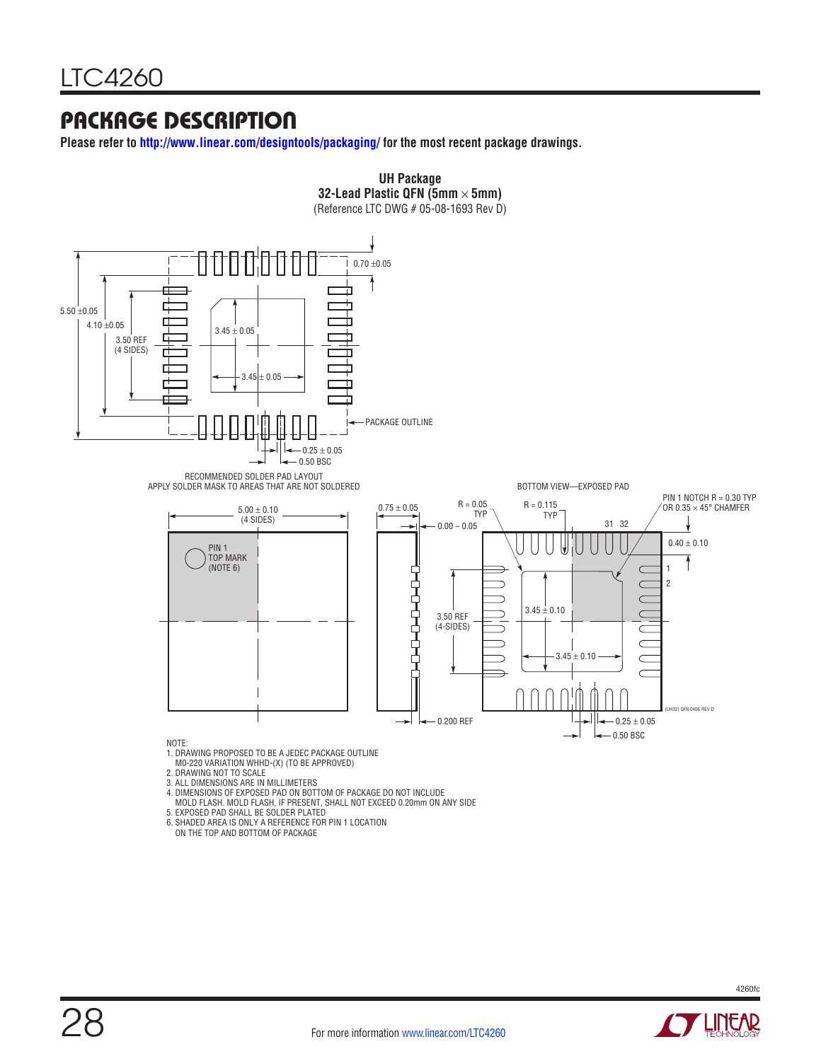## PACKAGE DESCRIPTION

**Please refer to http://www.linear.com/designtools/packaging/ for the most recent package drawings.**

**UH Package**
**32-Lead Plastic QFN (5mm × 5mm)**
(Reference LTC DWG # 05-08-1693 Rev D)

0.70 ±0.05

5.50 ±0.05

4.10 ±0.05

3.50 REF
(4 SIDES)

3.45 ± 0.05

3.45 ± 0.05

PACKAGE OUTLINE

0.25 ± 0.05

0.50 BSC

RECOMMENDED SOLDER PAD LAYOUT
APPLY SOLDER MASK TO AREAS THAT ARE NOT SOLDERED

5.00 ± 0.10
(4 SIDES)

PIN 1
TOP MARK
(NOTE 6)

0.75 ± 0.05

0.00 – 0.05

0.200 REF

BOTTOM VIEW—EXPOSED PAD

R = 0.05
TYP

R = 0.115
TYP

PIN 1 NOTCH R = 0.30 TYP
OR 0.35 × 45° CHAMFER

31 32

0.40 ± 0.10

1

2

3.50 REF
(4-SIDES)

3.45 ± 0.10

3.45 ± 0.10

0.25 ± 0.05

0.50 BSC

(UH32) QFN 0406 REV D

NOTE:
1. DRAWING PROPOSED TO BE A JEDEC PACKAGE OUTLINE
   M0-220 VARIATION WHHD-(X) (TO BE APPROVED)
2. DRAWING NOT TO SCALE
3. ALL DIMENSIONS ARE IN MILLIMETERS
4. DIMENSIONS OF EXPOSED PAD ON BOTTOM OF PACKAGE DO NOT INCLUDE
   MOLD FLASH. MOLD FLASH, IF PRESENT, SHALL NOT EXCEED 0.20mm ON ANY SIDE
5. EXPOSED PAD SHALL BE SOLDER PLATED
6. SHADED AREA IS ONLY A REFERENCE FOR PIN 1 LOCATION
   ON THE TOP AND BOTTOM OF PACKAGE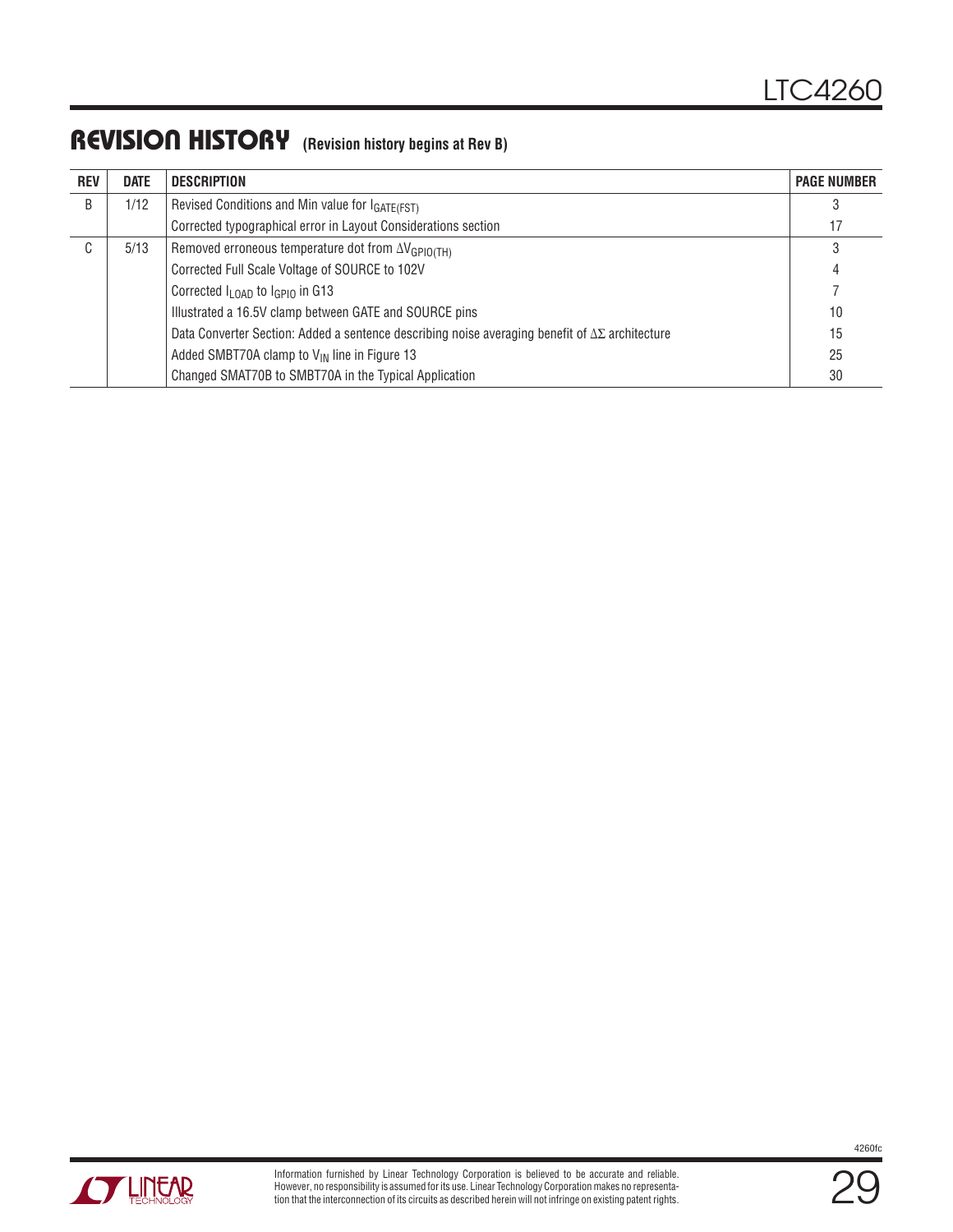## REVISION HISTORY (Revision history begins at Rev B)

| REV | DATE | DESCRIPTION | PAGE NUMBER |
|---|---|---|---|
| B | 1/12 | Revised Conditions and Min value for $I_{GATE(FST)}$ | 3 |
| | | Corrected typographical error in Layout Considerations section | 17 |
| C | 5/13 | Removed erroneous temperature dot from $\Delta V_{GPIO(TH)}$ | 3 |
| | | Corrected Full Scale Voltage of SOURCE to 102V | 4 |
| | | Corrected $I_{LOAD}$ to $I_{GPIO}$ in G13 | 7 |
| | | Illustrated a 16.5V clamp between GATE and SOURCE pins | 10 |
| | | Data Converter Section: Added a sentence describing noise averaging benefit of $\Delta\Sigma$ architecture | 15 |
| | | Added SMBT70A clamp to $V_{IN}$ line in Figure 13 | 25 |
| | | Changed SMAT70B to SMBT70A in the Typical Application | 30 |

Information furnished by Linear Technology Corporation is believed to be accurate and reliable. However, no responsibility is assumed for its use. Linear Technology Corporation makes no representation that the interconnection of its circuits as described herein will not infringe on existing patent rights.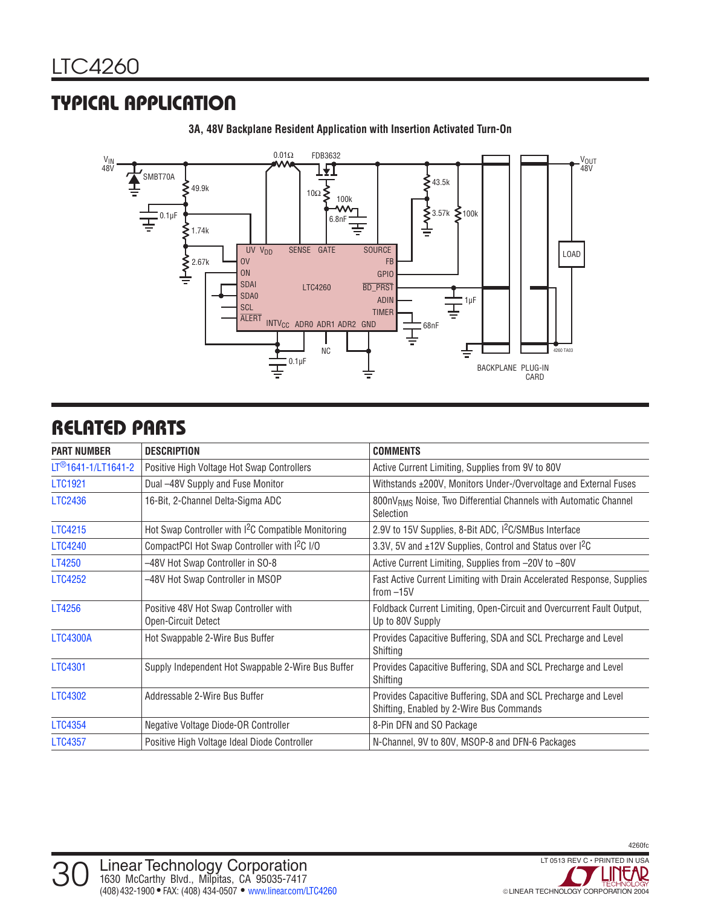## TYPICAL APPLICATION

**3A, 48V Backplane Resident Application with Insertion Activated Turn-On**

$V_{IN}$ 48V
SMBT70A
49.9k
0.1µF
1.74k
2.67k
0.01Ω
FDB3632
10Ω
100k
6.8nF
43.5k
3.57k
100k
$V_{OUT}$ 48V
UV $V_{DD}$ SENSE GATE SOURCE
OV FB
ON GPIO
SDAI LTC4260 BD_PRST
SDAO ADIN
SCL TIMER
ALERT $INTV_{CC}$ ADR0 ADR1 ADR2 GND
1µF
68nF
0.1µF
NC
LOAD
BACKPLANE PLUG-IN CARD
4260 TA03

## RELATED PARTS

| PART NUMBER | DESCRIPTION | COMMENTS |
|---|---|---|
| LT®1641-1/LT1641-2 | Positive High Voltage Hot Swap Controllers | Active Current Limiting, Supplies from 9V to 80V |
| LTC1921 | Dual –48V Supply and Fuse Monitor | Withstands ±200V, Monitors Under-/Overvoltage and External Fuses |
| LTC2436 | 16-Bit, 2-Channel Delta-Sigma ADC | $800nV_{RMS}$ Noise, Two Differential Channels with Automatic Channel Selection |
| LTC4215 | Hot Swap Controller with $I^2C$ Compatible Monitoring | 2.9V to 15V Supplies, 8-Bit ADC, $I^2C$/SMBus Interface |
| LTC4240 | CompactPCI Hot Swap Controller with $I^2C$ I/O | 3.3V, 5V and ±12V Supplies, Control and Status over $I^2C$ |
| LT4250 | –48V Hot Swap Controller in SO-8 | Active Current Limiting, Supplies from –20V to –80V |
| LTC4252 | –48V Hot Swap Controller in MSOP | Fast Active Current Limiting with Drain Accelerated Response, Supplies from –15V |
| LT4256 | Positive 48V Hot Swap Controller with Open-Circuit Detect | Foldback Current Limiting, Open-Circuit and Overcurrent Fault Output, Up to 80V Supply |
| LTC4300A | Hot Swappable 2-Wire Bus Buffer | Provides Capacitive Buffering, SDA and SCL Precharge and Level Shifting |
| LTC4301 | Supply Independent Hot Swappable 2-Wire Bus Buffer | Provides Capacitive Buffering, SDA and SCL Precharge and Level Shifting |
| LTC4302 | Addressable 2-Wire Bus Buffer | Provides Capacitive Buffering, SDA and SCL Precharge and Level Shifting, Enabled by 2-Wire Bus Commands |
| LTC4354 | Negative Voltage Diode-OR Controller | 8-Pin DFN and SO Package |
| LTC4357 | Positive High Voltage Ideal Diode Controller | N-Channel, 9V to 80V, MSOP-8 and DFN-6 Packages |

Linear Technology Corporation
1630 McCarthy Blvd., Milpitas, CA 95035-7417
(408) 432-1900 • FAX: (408) 434-0507 • www.linear.com/LTC4260

LT 0513 REV C • PRINTED IN USA
© LINEAR TECHNOLOGY CORPORATION 2004